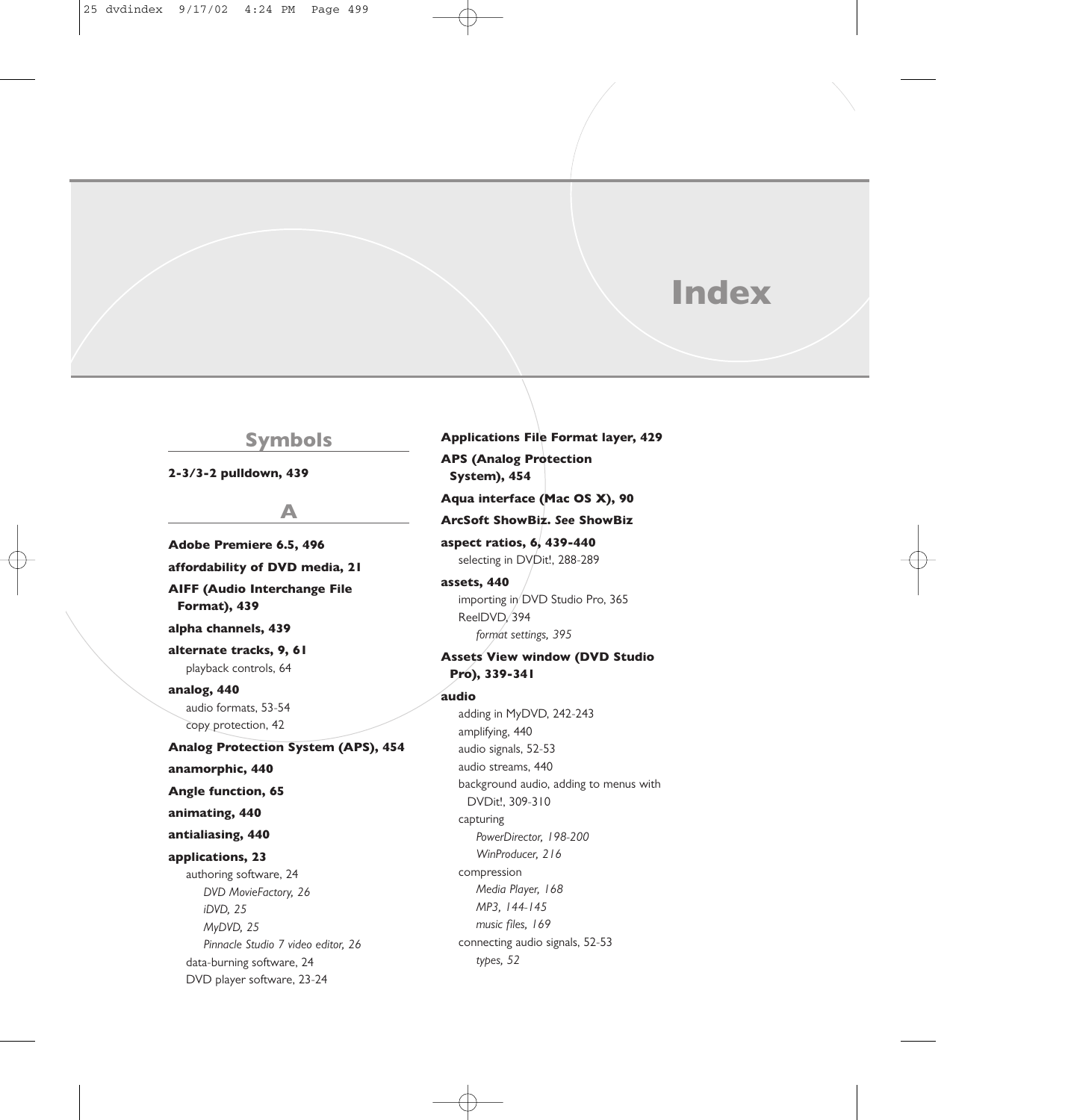# Index

## Symbols

**2-3/3-2 pulldown, 439**

## A

**Adobe Premiere 6.5, 496**

**affordability of DVD media, 21**

**AIFF (Audio Interchange File Format), 439**

**alpha channels, 439**

**alternate tracks, 9, 61**
- playback controls, 64

**analog, 440**
- audio formats, 53-54
- copy protection, 42

**Analog Protection System (APS), 454**

**anamorphic, 440**

**Angle function, 65**

**animating, 440**

**antialiasing, 440**

**applications, 23**
- authoring software, 24
  - *DVD MovieFactory, 26*
  - *iDVD, 25*
  - *MyDVD, 25*
  - *Pinnacle Studio 7 video editor, 26*
- data-burning software, 24
- DVD player software, 23-24

**Applications File Format layer, 429**

**APS (Analog Protection System), 454**

**Aqua interface (Mac OS X), 90**

**ArcSoft ShowBiz. *See* ShowBiz**

**aspect ratios, 6, 439-440**
- selecting in DVDit!, 288-289

**assets, 440**
- importing in DVD Studio Pro, 365
- ReelDVD, 394
  - *format settings, 395*

**Assets View window (DVD Studio Pro), 339-341**

**audio**
- adding in MyDVD, 242-243
- amplifying, 440
- audio signals, 52-53
- audio streams, 440
- background audio, adding to menus with DVDit!, 309-310
- capturing
  - *PowerDirector, 198-200*
  - *WinProducer, 216*
- compression
  - *Media Player, 168*
  - *MP3, 144-145*
  - *music files, 169*
- connecting audio signals, 52-53
  - *types, 52*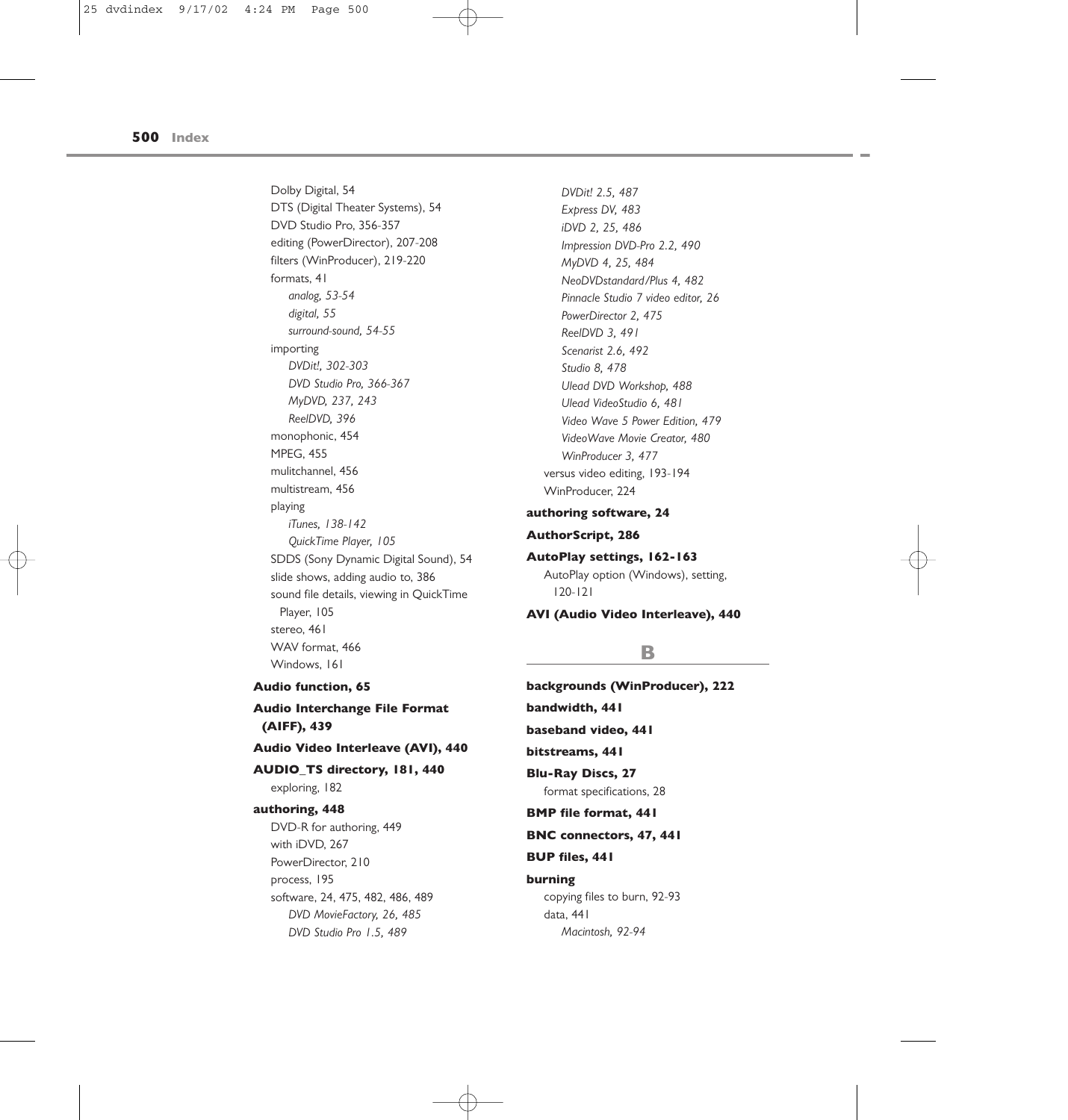Dolby Digital, 54
DTS (Digital Theater Systems), 54
DVD Studio Pro, 356-357
editing (PowerDirector), 207-208
filters (WinProducer), 219-220
formats, 41
- *analog, 53-54*
- *digital, 55*
- *surround-sound, 54-55*

importing
- *DVDit!, 302-303*
- *DVD Studio Pro, 366-367*
- *MyDVD, 237, 243*
- *ReelDVD, 396*

monophonic, 454
MPEG, 455
mulitchannel, 456
multistream, 456
playing
- *iTunes, 138-142*
- *QuickTime Player, 105*

SDDS (Sony Dynamic Digital Sound), 54
slide shows, adding audio to, 386
sound file details, viewing in QuickTime Player, 105
stereo, 461
WAV format, 466
Windows, 161

**Audio function, 65**

**Audio Interchange File Format (AIFF), 439**

**Audio Video Interleave (AVI), 440**

**AUDIO_TS directory, 181, 440**
exploring, 182

**authoring, 448**
DVD-R for authoring, 449
with iDVD, 267
PowerDirector, 210
process, 195
software, 24, 475, 482, 486, 489
- *DVD MovieFactory, 26, 485*
- *DVD Studio Pro 1.5, 489*
- *DVDit! 2.5, 487*
- *Express DV, 483*
- *iDVD 2, 25, 486*
- *Impression DVD-Pro 2.2, 490*
- *MyDVD 4, 25, 484*
- *NeoDVDstandard/Plus 4, 482*
- *Pinnacle Studio 7 video editor, 26*
- *PowerDirector 2, 475*
- *ReelDVD 3, 491*
- *Scenarist 2.6, 492*
- *Studio 8, 478*
- *Ulead DVD Workshop, 488*
- *Ulead VideoStudio 6, 481*
- *Video Wave 5 Power Edition, 479*
- *VideoWave Movie Creator, 480*
- *WinProducer 3, 477*

versus video editing, 193-194
WinProducer, 224

**authoring software, 24**

**AuthorScript, 286**

**AutoPlay settings, 162-163**
AutoPlay option (Windows), setting, 120-121

**AVI (Audio Video Interleave), 440**

## B

**backgrounds (WinProducer), 222**

**bandwidth, 441**

**baseband video, 441**

**bitstreams, 441**

**Blu-Ray Discs, 27**
format specifications, 28

**BMP file format, 441**

**BNC connectors, 47, 441**

**BUP files, 441**

**burning**
copying files to burn, 92-93
data, 441
- *Macintosh, 92-94*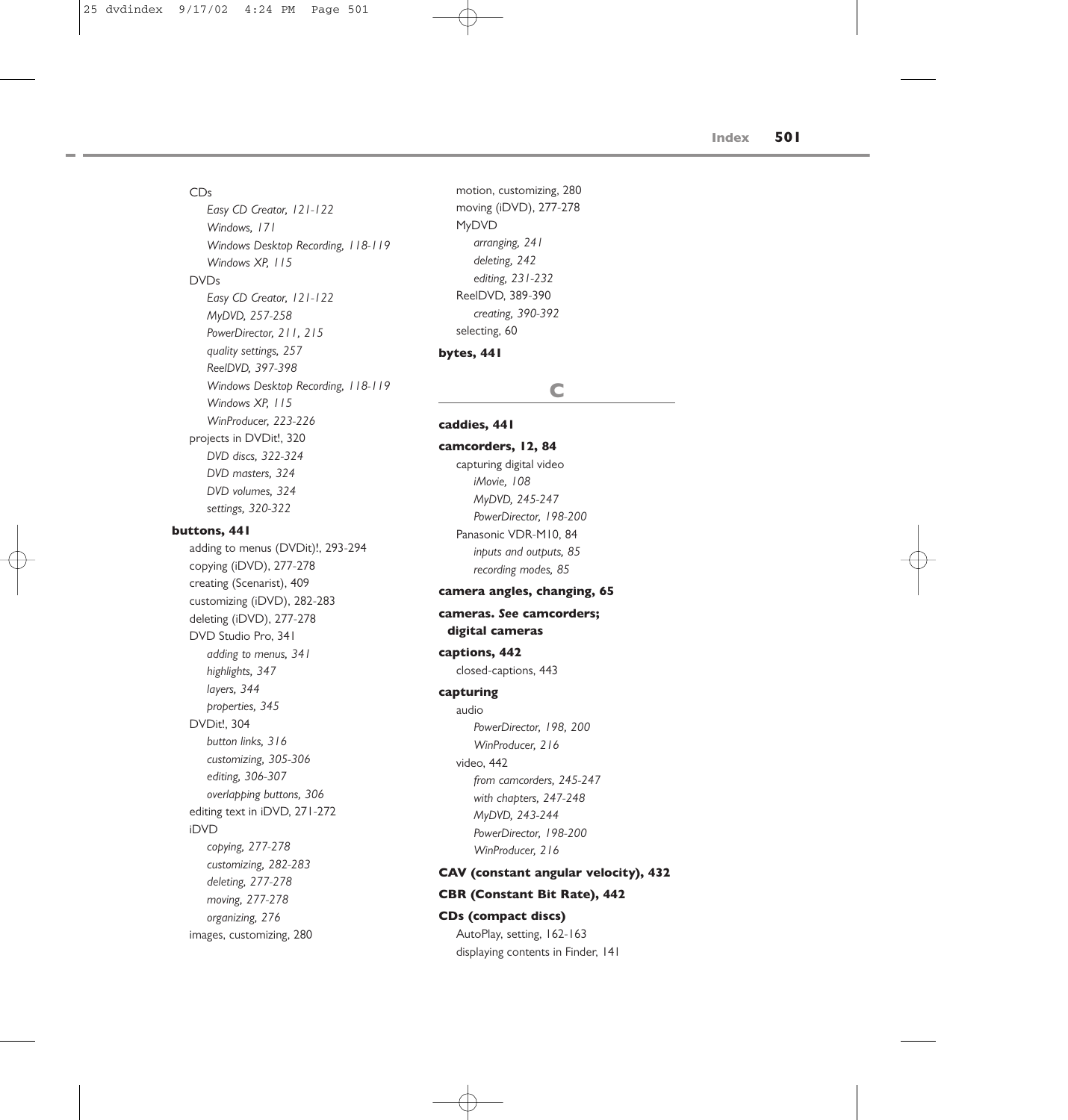CDs
*Easy CD Creator, 121-122*
*Windows, 171*
*Windows Desktop Recording, 118-119*
*Windows XP, 115*

DVDs
*Easy CD Creator, 121-122*
*MyDVD, 257-258*
*PowerDirector, 211, 215*
*quality settings, 257*
*ReelDVD, 397-398*
*Windows Desktop Recording, 118-119*
*Windows XP, 115*
*WinProducer, 223-226*

projects in DVDit!, 320
*DVD discs, 322-324*
*DVD masters, 324*
*DVD volumes, 324*
*settings, 320-322*

**buttons, 441**
adding to menus (DVDit)!, 293-294
copying (iDVD), 277-278
creating (Scenarist), 409
customizing (iDVD), 282-283
deleting (iDVD), 277-278
DVD Studio Pro, 341
*adding to menus, 341*
*highlights, 347*
*layers, 344*
*properties, 345*

DVDit!, 304
*button links, 316*
*customizing, 305-306*
*editing, 306-307*
*overlapping buttons, 306*

editing text in iDVD, 271-272
iDVD
*copying, 277-278*
*customizing, 282-283*
*deleting, 277-278*
*moving, 277-278*
*organizing, 276*

images, customizing, 280
motion, customizing, 280
moving (iDVD), 277-278
MyDVD
*arranging, 241*
*deleting, 242*
*editing, 231-232*

ReelDVD, 389-390
*creating, 390-392*

selecting, 60

**bytes, 441**

## C

**caddies, 441**

**camcorders, 12, 84**
capturing digital video
*iMovie, 108*
*MyDVD, 245-247*
*PowerDirector, 198-200*

Panasonic VDR-M10, 84
*inputs and outputs, 85*
*recording modes, 85*

**camera angles, changing, 65**

**cameras. *See* camcorders; digital cameras**

**captions, 442**
closed-captions, 443

**capturing**
audio
*PowerDirector, 198, 200*
*WinProducer, 216*

video, 442
*from camcorders, 245-247*
*with chapters, 247-248*
*MyDVD, 243-244*
*PowerDirector, 198-200*
*WinProducer, 216*

**CAV (constant angular velocity), 432**

**CBR (Constant Bit Rate), 442**

**CDs (compact discs)**
AutoPlay, setting, 162-163
displaying contents in Finder, 141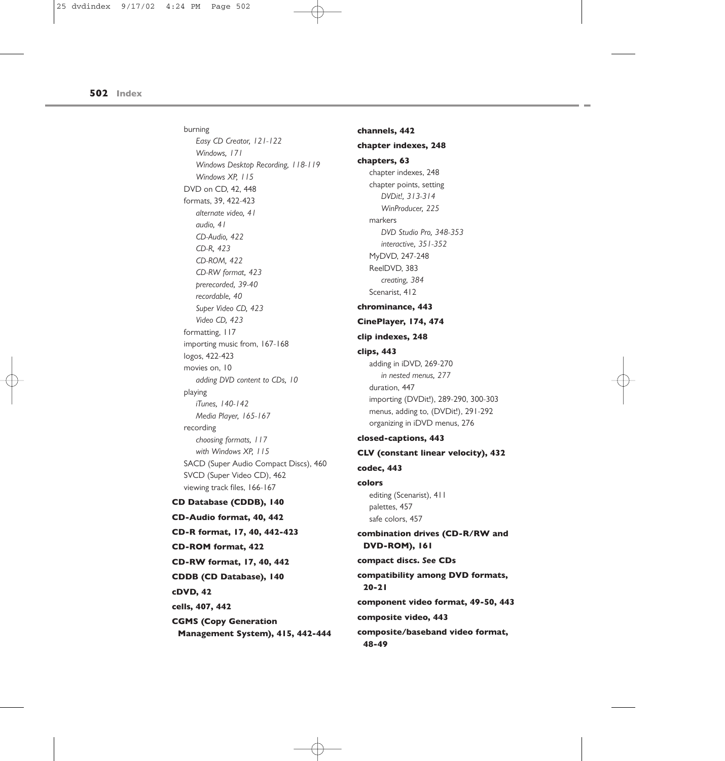burning
  - *Easy CD Creator, 121-122*
  - *Windows, 171*
  - *Windows Desktop Recording, 118-119*
  - *Windows XP, 115*

DVD on CD, 42, 448
formats, 39, 422-423
  - *alternate video, 41*
  - *audio, 41*
  - *CD-Audio, 422*
  - *CD-R, 423*
  - *CD-ROM, 422*
  - *CD-RW format, 423*
  - *prerecorded, 39-40*
  - *recordable, 40*
  - *Super Video CD, 423*
  - *Video CD, 423*

formatting, 117
importing music from, 167-168
logos, 422-423
movies on, 10
  - *adding DVD content to CDs, 10*

playing
  - *iTunes, 140-142*
  - *Media Player, 165-167*

recording
  - *choosing formats, 117*
  - *with Windows XP, 115*

SACD (Super Audio Compact Discs), 460
SVCD (Super Video CD), 462
viewing track files, 166-167

**CD Database (CDDB), 140**

**CD-Audio format, 40, 442**

**CD-R format, 17, 40, 442-423**

**CD-ROM format, 422**

**CD-RW format, 17, 40, 442**

**CDDB (CD Database), 140**

**cDVD, 42**

**cells, 407, 442**

**CGMS (Copy Generation Management System), 415, 442-444**

**channels, 442**

**chapter indexes, 248**

**chapters, 63**

chapter indexes, 248
chapter points, setting
  - *DVDit!, 313-314*
  - *WinProducer, 225*

markers
  - *DVD Studio Pro, 348-353*
  - *interactive, 351-352*

MyDVD, 247-248
ReelDVD, 383
  - *creating, 384*

Scenarist, 412

**chrominance, 443**

**CinePlayer, 174, 474**

**clip indexes, 248**

**clips, 443**

adding in iDVD, 269-270
  - *in nested menus, 277*

duration, 447
importing (DVDit!), 289-290, 300-303
menus, adding to, (DVDit!), 291-292
organizing in iDVD menus, 276

**closed-captions, 443**

**CLV (constant linear velocity), 432**

**codec, 443**

**colors**

editing (Scenarist), 411
palettes, 457
safe colors, 457

**combination drives (CD-R/RW and DVD-ROM), 161**

**compact discs. *See* CDs**

**compatibility among DVD formats, 20-21**

**component video format, 49-50, 443**

**composite video, 443**

**composite/baseband video format, 48-49**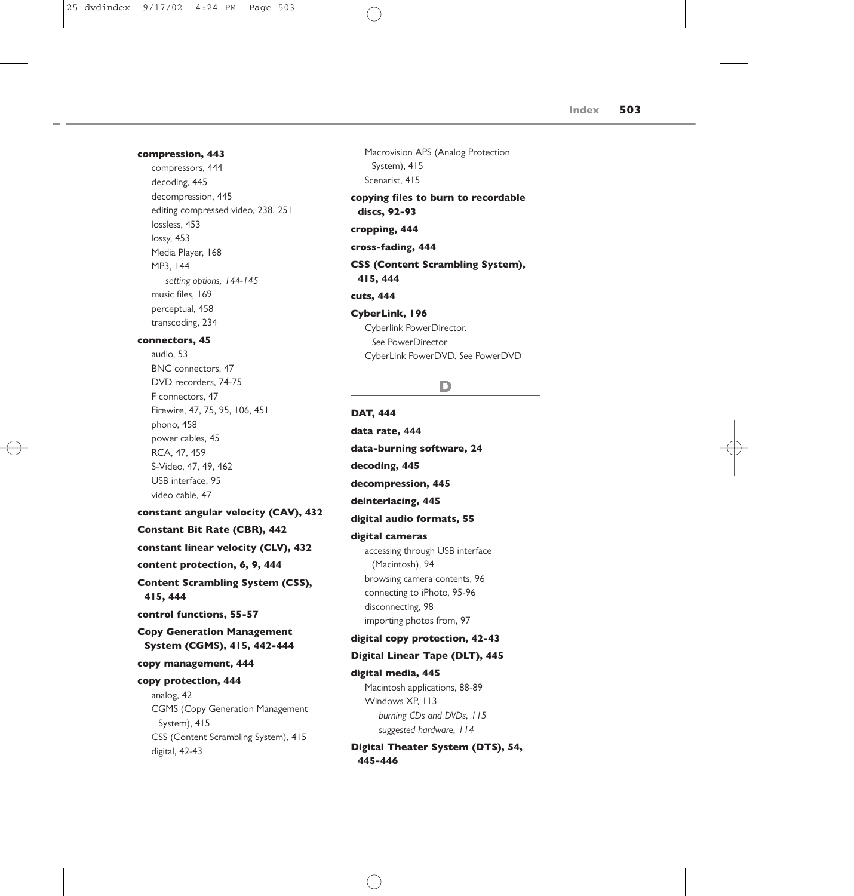**compression, 443**

- compressors, 444
- decoding, 445
- decompression, 445
- editing compressed video, 238, 251
- lossless, 453
- lossy, 453
- Media Player, 168
- MP3, 144
  - *setting options, 144-145*
- music files, 169
- perceptual, 458
- transcoding, 234

**connectors, 45**

- audio, 53
- BNC connectors, 47
- DVD recorders, 74-75
- F connectors, 47
- Firewire, 47, 75, 95, 106, 451
- phono, 458
- power cables, 45
- RCA, 47, 459
- S-Video, 47, 49, 462
- USB interface, 95
- video cable, 47

**constant angular velocity (CAV), 432**

**Constant Bit Rate (CBR), 442**

**constant linear velocity (CLV), 432**

**content protection, 6, 9, 444**

**Content Scrambling System (CSS), 415, 444**

**control functions, 55-57**

**Copy Generation Management System (CGMS), 415, 442-444**

**copy management, 444**

**copy protection, 444**

- analog, 42
- CGMS (Copy Generation Management System), 415
- CSS (Content Scrambling System), 415
- digital, 42-43
- Macrovision APS (Analog Protection System), 415
- Scenarist, 415

**copying files to burn to recordable discs, 92-93**

**cropping, 444**

**cross-fading, 444**

**CSS (Content Scrambling System), 415, 444**

**cuts, 444**

**CyberLink, 196**

- Cyberlink PowerDirector. *See* PowerDirector
- CyberLink PowerDVD. *See* PowerDVD

## D

**DAT, 444**

**data rate, 444**

**data-burning software, 24**

**decoding, 445**

**decompression, 445**

**deinterlacing, 445**

**digital audio formats, 55**

**digital cameras**

- accessing through USB interface (Macintosh), 94
- browsing camera contents, 96
- connecting to iPhoto, 95-96
- disconnecting, 98
- importing photos from, 97

**digital copy protection, 42-43**

**Digital Linear Tape (DLT), 445**

**digital media, 445**

- Macintosh applications, 88-89
- Windows XP, 113
  - *burning CDs and DVDs, 115*
  - *suggested hardware, 114*

**Digital Theater System (DTS), 54, 445-446**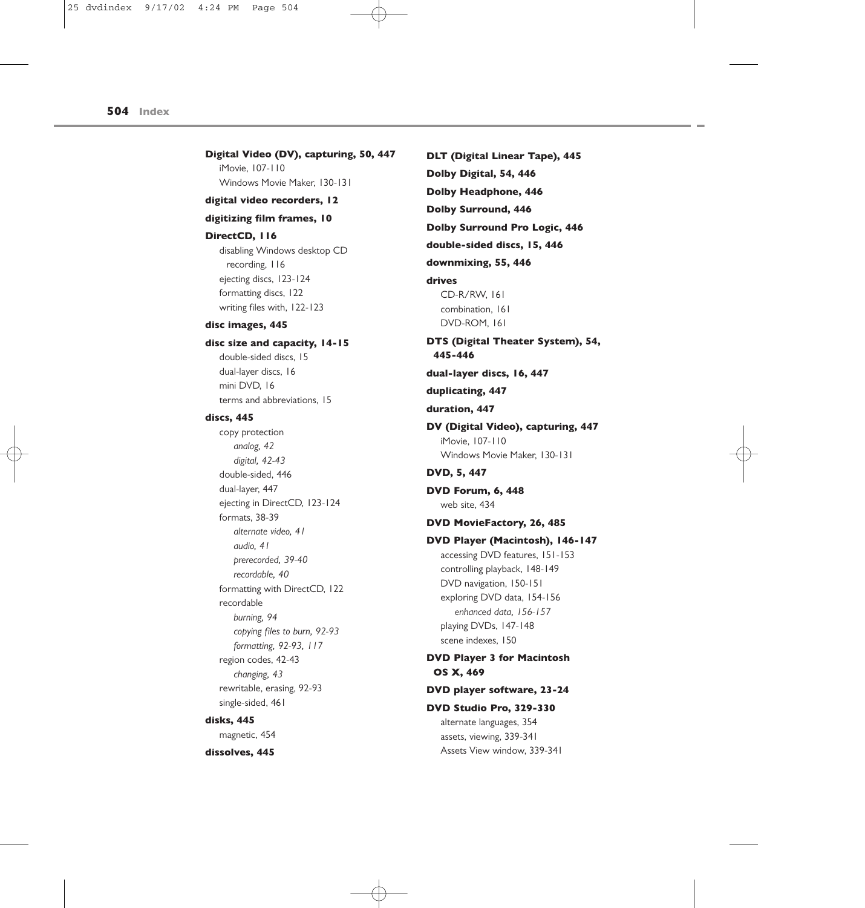**Digital Video (DV), capturing, 50, 447**
- iMovie, 107-110
- Windows Movie Maker, 130-131

**digital video recorders, 12**

**digitizing film frames, 10**

**DirectCD, 116**
- disabling Windows desktop CD recording, 116
- ejecting discs, 123-124
- formatting discs, 122
- writing files with, 122-123

**disc images, 445**

**disc size and capacity, 14-15**
- double-sided discs, 15
- dual-layer discs, 16
- mini DVD, 16
- terms and abbreviations, 15

**discs, 445**
- copy protection
  - *analog, 42*
  - *digital, 42-43*
- double-sided, 446
- dual-layer, 447
- ejecting in DirectCD, 123-124
- formats, 38-39
  - *alternate video, 41*
  - *audio, 41*
  - *prerecorded, 39-40*
  - *recordable, 40*
- formatting with DirectCD, 122
- recordable
  - *burning, 94*
  - *copying files to burn, 92-93*
  - *formatting, 92-93, 117*
- region codes, 42-43
  - *changing, 43*
- rewritable, erasing, 92-93
- single-sided, 461

**disks, 445**
- magnetic, 454

**dissolves, 445**

**DLT (Digital Linear Tape), 445**

**Dolby Digital, 54, 446**

**Dolby Headphone, 446**

**Dolby Surround, 446**

**Dolby Surround Pro Logic, 446**

**double-sided discs, 15, 446**

**downmixing, 55, 446**

**drives**
- CD-R/RW, 161
- combination, 161
- DVD-ROM, 161

**DTS (Digital Theater System), 54, 445-446**

**dual-layer discs, 16, 447**

**duplicating, 447**

**duration, 447**

**DV (Digital Video), capturing, 447**
- iMovie, 107-110
- Windows Movie Maker, 130-131

**DVD, 5, 447**

**DVD Forum, 6, 448**
- web site, 434

**DVD MovieFactory, 26, 485**

**DVD Player (Macintosh), 146-147**
- accessing DVD features, 151-153
- controlling playback, 148-149
- DVD navigation, 150-151
- exploring DVD data, 154-156
  - *enhanced data, 156-157*
- playing DVDs, 147-148
- scene indexes, 150

**DVD Player 3 for Macintosh OS X, 469**

**DVD player software, 23-24**

**DVD Studio Pro, 329-330**
- alternate languages, 354
- assets, viewing, 339-341
- Assets View window, 339-341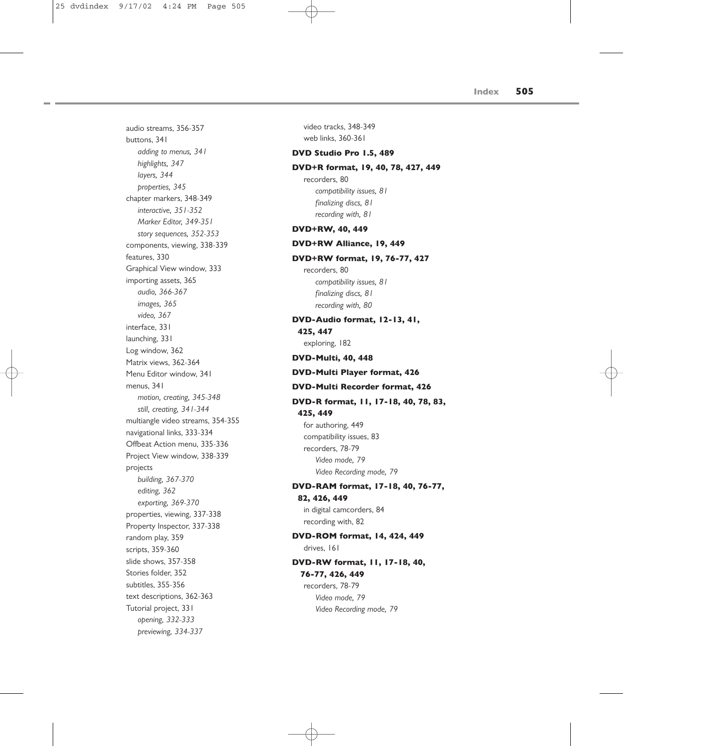audio streams, 356-357
buttons, 341
  *adding to menus, 341*
  *highlights, 347*
  *layers, 344*
  *properties, 345*
chapter markers, 348-349
  *interactive, 351-352*
  *Marker Editor, 349-351*
  *story sequences, 352-353*
components, viewing, 338-339
features, 330
Graphical View window, 333
importing assets, 365
  *audio, 366-367*
  *images, 365*
  *video, 367*
interface, 331
launching, 331
Log window, 362
Matrix views, 362-364
Menu Editor window, 341
menus, 341
  *motion, creating, 345-348*
  *still, creating, 341-344*
multiangle video streams, 354-355
navigational links, 333-334
Offbeat Action menu, 335-336
Project View window, 338-339
projects
  *building, 367-370*
  *editing, 362*
  *exporting, 369-370*
properties, viewing, 337-338
Property Inspector, 337-338
random play, 359
scripts, 359-360
slide shows, 357-358
Stories folder, 352
subtitles, 355-356
text descriptions, 362-363
Tutorial project, 331
  *opening, 332-333*
  *previewing, 334-337*
video tracks, 348-349
web links, 360-361

**DVD Studio Pro 1.5, 489**

**DVD+R format, 19, 40, 78, 427, 449**
recorders, 80
  *compatibility issues, 81*
  *finalizing discs, 81*
  *recording with, 81*

**DVD+RW, 40, 449**

**DVD+RW Alliance, 19, 449**

**DVD+RW format, 19, 76-77, 427**
recorders, 80
  *compatibility issues, 81*
  *finalizing discs, 81*
  *recording with, 80*

**DVD-Audio format, 12-13, 41, 425, 447**
exploring, 182

**DVD-Multi, 40, 448**

**DVD-Multi Player format, 426**

**DVD-Multi Recorder format, 426**

**DVD-R format, 11, 17-18, 40, 78, 83, 425, 449**
for authoring, 449
compatibility issues, 83
recorders, 78-79
  *Video mode, 79*
  *Video Recording mode, 79*

**DVD-RAM format, 17-18, 40, 76-77, 82, 426, 449**
in digital camcorders, 84
recording with, 82

**DVD-ROM format, 14, 424, 449**
drives, 161

**DVD-RW format, 11, 17-18, 40, 76-77, 426, 449**
recorders, 78-79
  *Video mode, 79*
  *Video Recording mode, 79*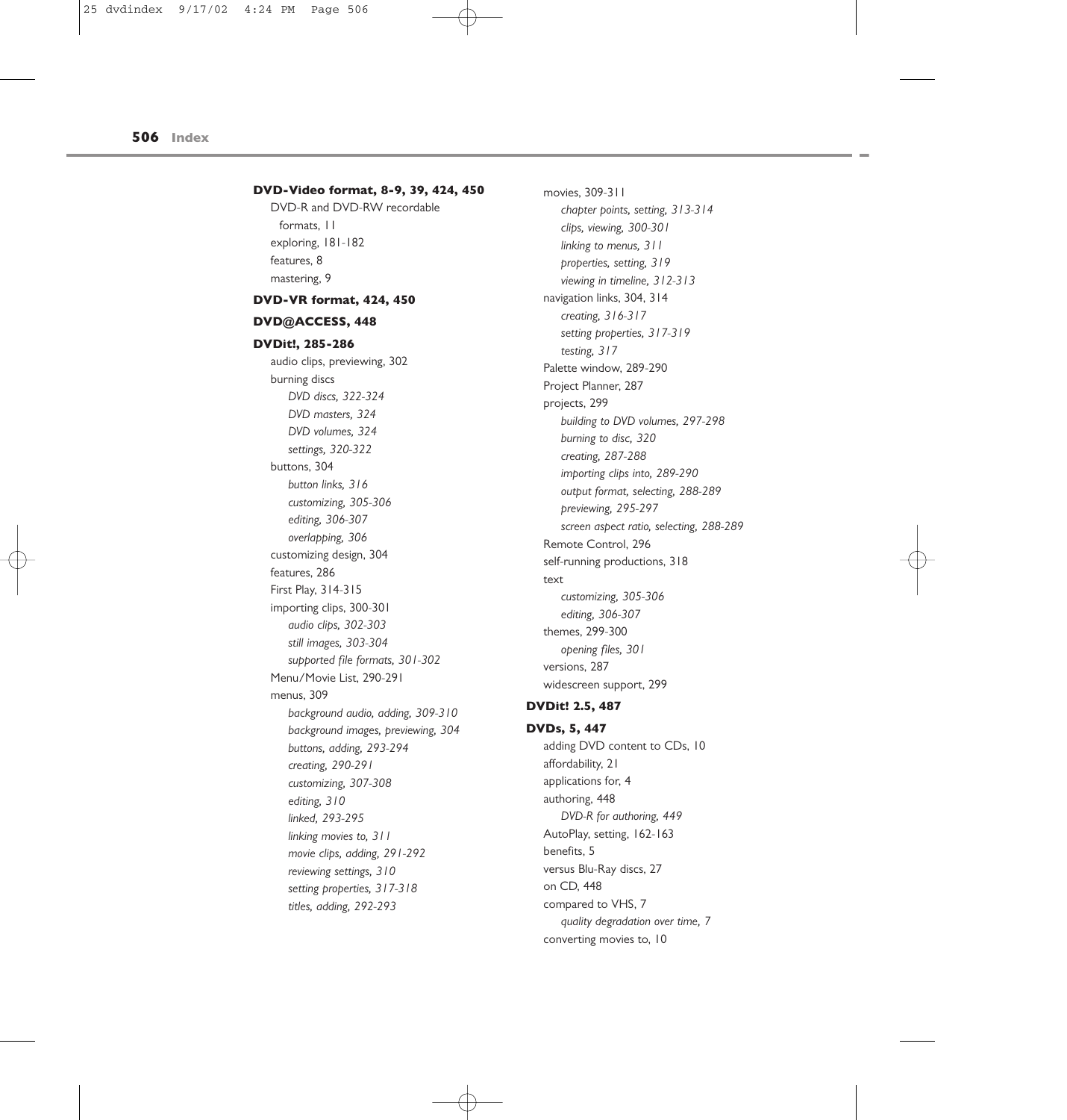**DVD-Video format, 8-9, 39, 424, 450**

- DVD-R and DVD-RW recordable formats, 11
- exploring, 181-182
- features, 8
- mastering, 9

**DVD-VR format, 424, 450**

**DVD@ACCESS, 448**

**DVDit!, 285-286**

- audio clips, previewing, 302
- burning discs
  - *DVD discs, 322-324*
  - *DVD masters, 324*
  - *DVD volumes, 324*
  - *settings, 320-322*
- buttons, 304
  - *button links, 316*
  - *customizing, 305-306*
  - *editing, 306-307*
  - *overlapping, 306*
- customizing design, 304
- features, 286
- First Play, 314-315
- importing clips, 300-301
  - *audio clips, 302-303*
  - *still images, 303-304*
  - *supported file formats, 301-302*
- Menu/Movie List, 290-291
- menus, 309
  - *background audio, adding, 309-310*
  - *background images, previewing, 304*
  - *buttons, adding, 293-294*
  - *creating, 290-291*
  - *customizing, 307-308*
  - *editing, 310*
  - *linked, 293-295*
  - *linking movies to, 311*
  - *movie clips, adding, 291-292*
  - *reviewing settings, 310*
  - *setting properties, 317-318*
  - *titles, adding, 292-293*
- movies, 309-311
  - *chapter points, setting, 313-314*
  - *clips, viewing, 300-301*
  - *linking to menus, 311*
  - *properties, setting, 319*
  - *viewing in timeline, 312-313*
- navigation links, 304, 314
  - *creating, 316-317*
  - *setting properties, 317-319*
  - *testing, 317*
- Palette window, 289-290
- Project Planner, 287
- projects, 299
  - *building to DVD volumes, 297-298*
  - *burning to disc, 320*
  - *creating, 287-288*
  - *importing clips into, 289-290*
  - *output format, selecting, 288-289*
  - *previewing, 295-297*
  - *screen aspect ratio, selecting, 288-289*
- Remote Control, 296
- self-running productions, 318
- text
  - *customizing, 305-306*
  - *editing, 306-307*
- themes, 299-300
  - *opening files, 301*
- versions, 287
- widescreen support, 299

**DVDit! 2.5, 487**

**DVDs, 5, 447**

- adding DVD content to CDs, 10
- affordability, 21
- applications for, 4
- authoring, 448
  - *DVD-R for authoring, 449*
- AutoPlay, setting, 162-163
- benefits, 5
- versus Blu-Ray discs, 27
- on CD, 448
- compared to VHS, 7
  - *quality degradation over time, 7*
- converting movies to, 10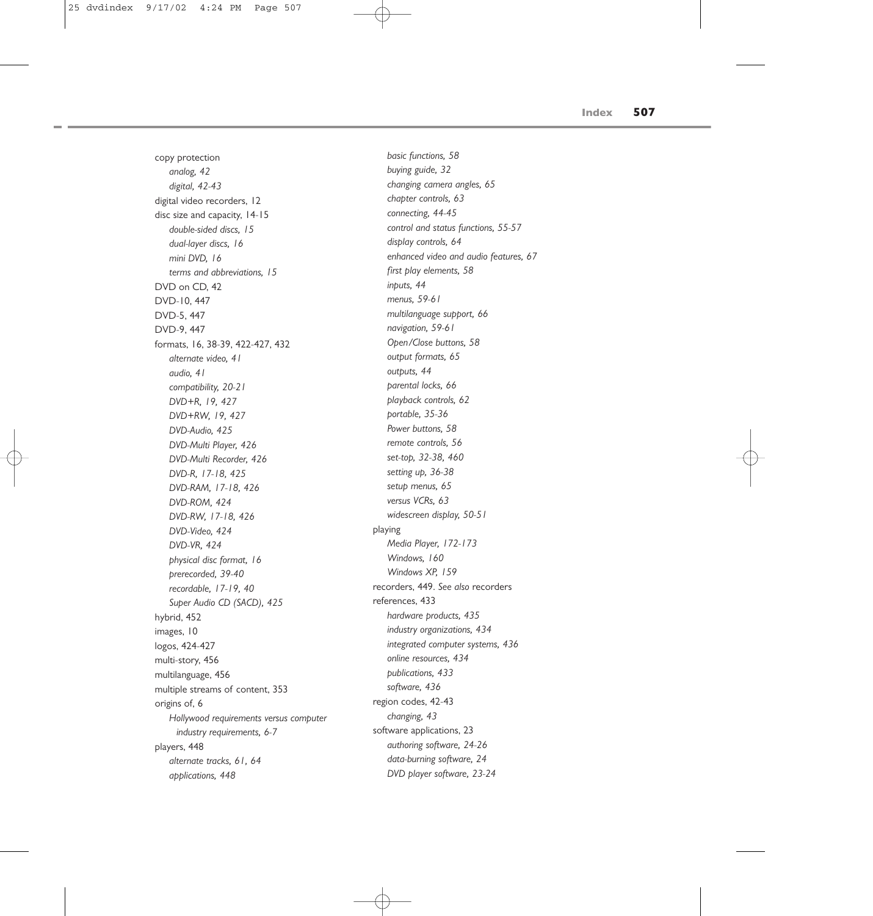copy protection
- *analog, 42*
- *digital, 42-43*

digital video recorders, 12

disc size and capacity, 14-15
- *double-sided discs, 15*
- *dual-layer discs, 16*
- *mini DVD, 16*
- *terms and abbreviations, 15*

DVD on CD, 42

DVD-10, 447

DVD-5, 447

DVD-9, 447

formats, 16, 38-39, 422-427, 432
- *alternate video, 41*
- *audio, 41*
- *compatibility, 20-21*
- *DVD+R, 19, 427*
- *DVD+RW, 19, 427*
- *DVD-Audio, 425*
- *DVD-Multi Player, 426*
- *DVD-Multi Recorder, 426*
- *DVD-R, 17-18, 425*
- *DVD-RAM, 17-18, 426*
- *DVD-ROM, 424*
- *DVD-RW, 17-18, 426*
- *DVD-Video, 424*
- *DVD-VR, 424*
- *physical disc format, 16*
- *prerecorded, 39-40*
- *recordable, 17-19, 40*
- *Super Audio CD (SACD), 425*

hybrid, 452

images, 10

logos, 424-427

multi-story, 456

multilanguage, 456

multiple streams of content, 353

origins of, 6
- *Hollywood requirements versus computer industry requirements, 6-7*

players, 448
- *alternate tracks, 61, 64*
- *applications, 448*
- *basic functions, 58*
- *buying guide, 32*
- *changing camera angles, 65*
- *chapter controls, 63*
- *connecting, 44-45*
- *control and status functions, 55-57*
- *display controls, 64*
- *enhanced video and audio features, 67*
- *first play elements, 58*
- *inputs, 44*
- *menus, 59-61*
- *multilanguage support, 66*
- *navigation, 59-61*
- *Open/Close buttons, 58*
- *output formats, 65*
- *outputs, 44*
- *parental locks, 66*
- *playback controls, 62*
- *portable, 35-36*
- *Power buttons, 58*
- *remote controls, 56*
- *set-top, 32-38, 460*
- *setting up, 36-38*
- *setup menus, 65*
- *versus VCRs, 63*
- *widescreen display, 50-51*

playing
- *Media Player, 172-173*
- *Windows, 160*
- *Windows XP, 159*

recorders, 449. *See also* recorders

references, 433
- *hardware products, 435*
- *industry organizations, 434*
- *integrated computer systems, 436*
- *online resources, 434*
- *publications, 433*
- *software, 436*

region codes, 42-43
- *changing, 43*

software applications, 23
- *authoring software, 24-26*
- *data-burning software, 24*
- *DVD player software, 23-24*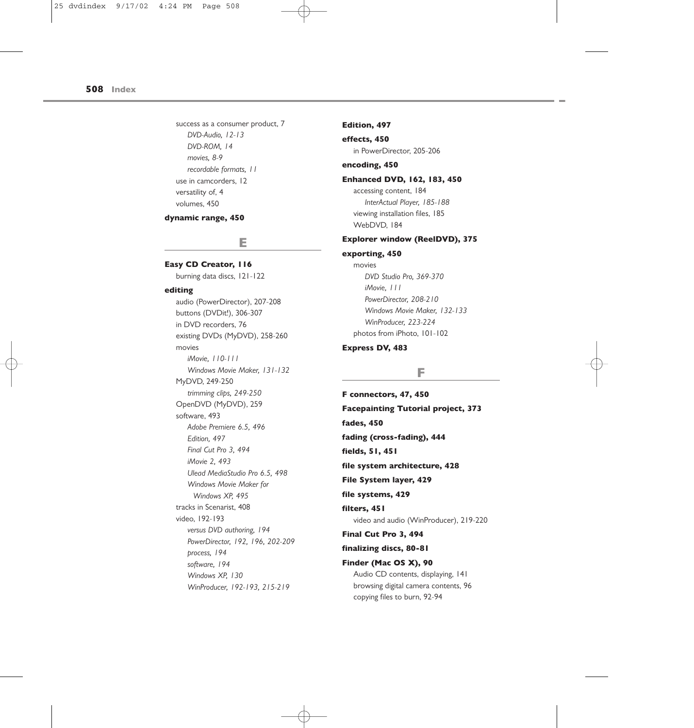success as a consumer product, 7
- *DVD-Audio, 12-13*
- *DVD-ROM, 14*
- *movies, 8-9*
- *recordable formats, 11*

use in camcorders, 12
versatility of, 4
volumes, 450

**dynamic range, 450**

## E

**Easy CD Creator, 116**
burning data discs, 121-122

**editing**
audio (PowerDirector), 207-208
buttons (DVDit!), 306-307
in DVD recorders, 76
existing DVDs (MyDVD), 258-260
movies
- *iMovie, 110-111*
- *Windows Movie Maker, 131-132*

MyDVD, 249-250
- *trimming clips, 249-250*

OpenDVD (MyDVD), 259
software, 493
- *Adobe Premiere 6.5, 496*
- *Edition, 497*
- *Final Cut Pro 3, 494*
- *iMovie 2, 493*
- *Ulead MediaStudio Pro 6.5, 498*
- *Windows Movie Maker for Windows XP, 495*

tracks in Scenarist, 408
video, 192-193
- *versus DVD authoring, 194*
- *PowerDirector, 192, 196, 202-209*
- *process, 194*
- *software, 194*
- *Windows XP, 130*
- *WinProducer, 192-193, 215-219*

**Edition, 497**

**effects, 450**
in PowerDirector, 205-206

**encoding, 450**

**Enhanced DVD, 162, 183, 450**
accessing content, 184
- *InterActual Player, 185-188*

viewing installation files, 185
WebDVD, 184

**Explorer window (ReelDVD), 375**

**exporting, 450**
movies
- *DVD Studio Pro, 369-370*
- *iMovie, 111*
- *PowerDirector, 208-210*
- *Windows Movie Maker, 132-133*
- *WinProducer, 223-224*

photos from iPhoto, 101-102

**Express DV, 483**

## F

**F connectors, 47, 450**

**Facepainting Tutorial project, 373**

**fades, 450**

**fading (cross-fading), 444**

**fields, 51, 451**

**file system architecture, 428**

**File System layer, 429**

**file systems, 429**

**filters, 451**
video and audio (WinProducer), 219-220

**Final Cut Pro 3, 494**

**finalizing discs, 80-81**

**Finder (Mac OS X), 90**
Audio CD contents, displaying, 141
browsing digital camera contents, 96
copying files to burn, 92-94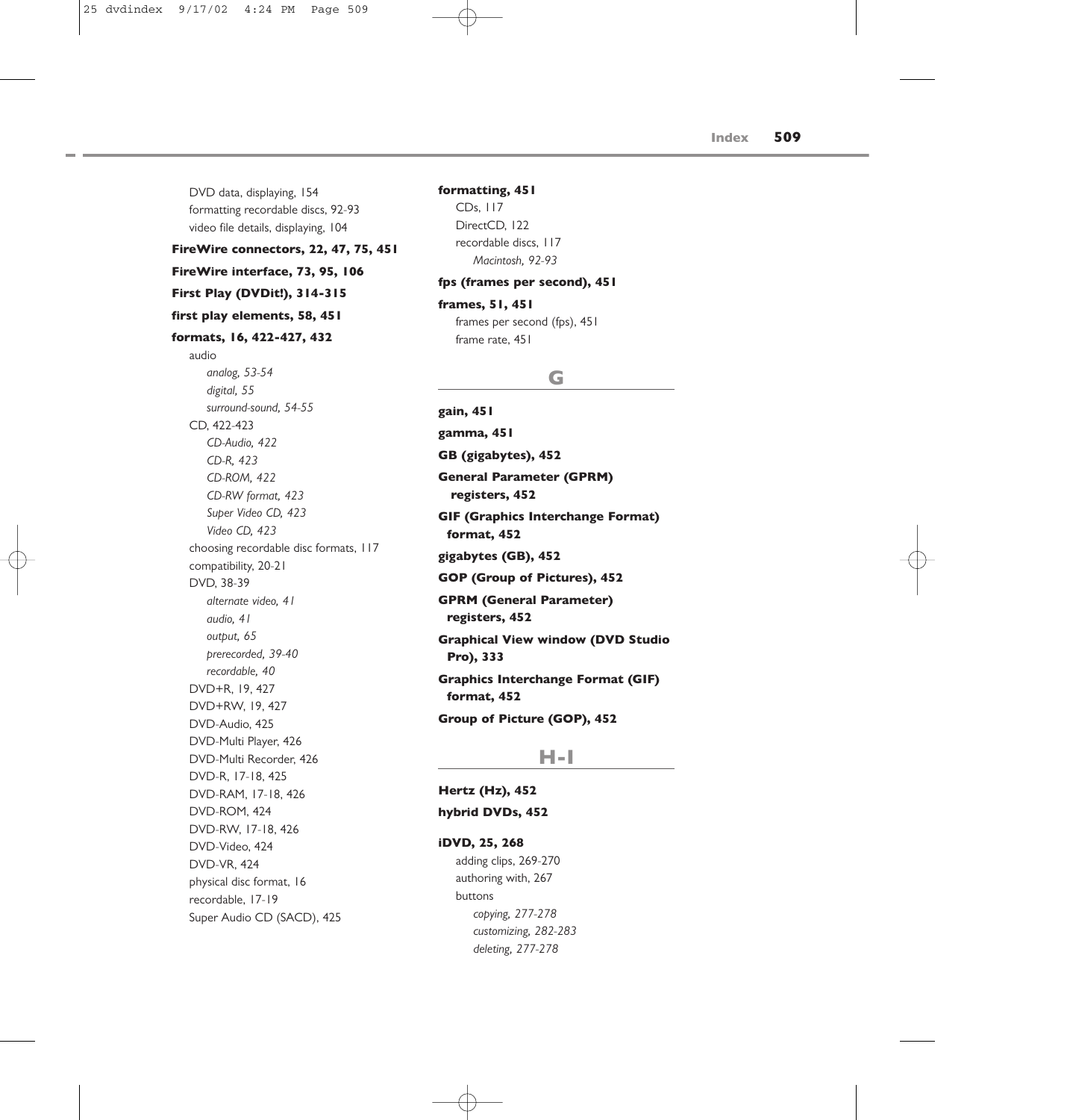DVD data, displaying, 154
formatting recordable discs, 92-93
video file details, displaying, 104

**FireWire connectors, 22, 47, 75, 451**

**FireWire interface, 73, 95, 106**

**First Play (DVDit!), 314-315**

**first play elements, 58, 451**

**formats, 16, 422-427, 432**

- audio
  - *analog, 53-54*
  - *digital, 55*
  - *surround-sound, 54-55*
- CD, 422-423
  - *CD-Audio, 422*
  - *CD-R, 423*
  - *CD-ROM, 422*
  - *CD-RW format, 423*
  - *Super Video CD, 423*
  - *Video CD, 423*
- choosing recordable disc formats, 117
- compatibility, 20-21
- DVD, 38-39
  - *alternate video, 41*
  - *audio, 41*
  - *output, 65*
  - *prerecorded, 39-40*
  - *recordable, 40*
- DVD+R, 19, 427
- DVD+RW, 19, 427
- DVD-Audio, 425
- DVD-Multi Player, 426
- DVD-Multi Recorder, 426
- DVD-R, 17-18, 425
- DVD-RAM, 17-18, 426
- DVD-ROM, 424
- DVD-RW, 17-18, 426
- DVD-Video, 424
- DVD-VR, 424
- physical disc format, 16
- recordable, 17-19
- Super Audio CD (SACD), 425

**formatting, 451**

- CDs, 117
- DirectCD, 122
- recordable discs, 117
  - *Macintosh, 92-93*

**fps (frames per second), 451**

**frames, 51, 451**

- frames per second (fps), 451
- frame rate, 451

## G

**gain, 451**

**gamma, 451**

**GB (gigabytes), 452**

**General Parameter (GPRM) registers, 452**

**GIF (Graphics Interchange Format) format, 452**

**gigabytes (GB), 452**

**GOP (Group of Pictures), 452**

**GPRM (General Parameter) registers, 452**

**Graphical View window (DVD Studio Pro), 333**

**Graphics Interchange Format (GIF) format, 452**

**Group of Picture (GOP), 452**

## H-I

**Hertz (Hz), 452**

**hybrid DVDs, 452**

**iDVD, 25, 268**

- adding clips, 269-270
- authoring with, 267
- buttons
  - *copying, 277-278*
  - *customizing, 282-283*
  - *deleting, 277-278*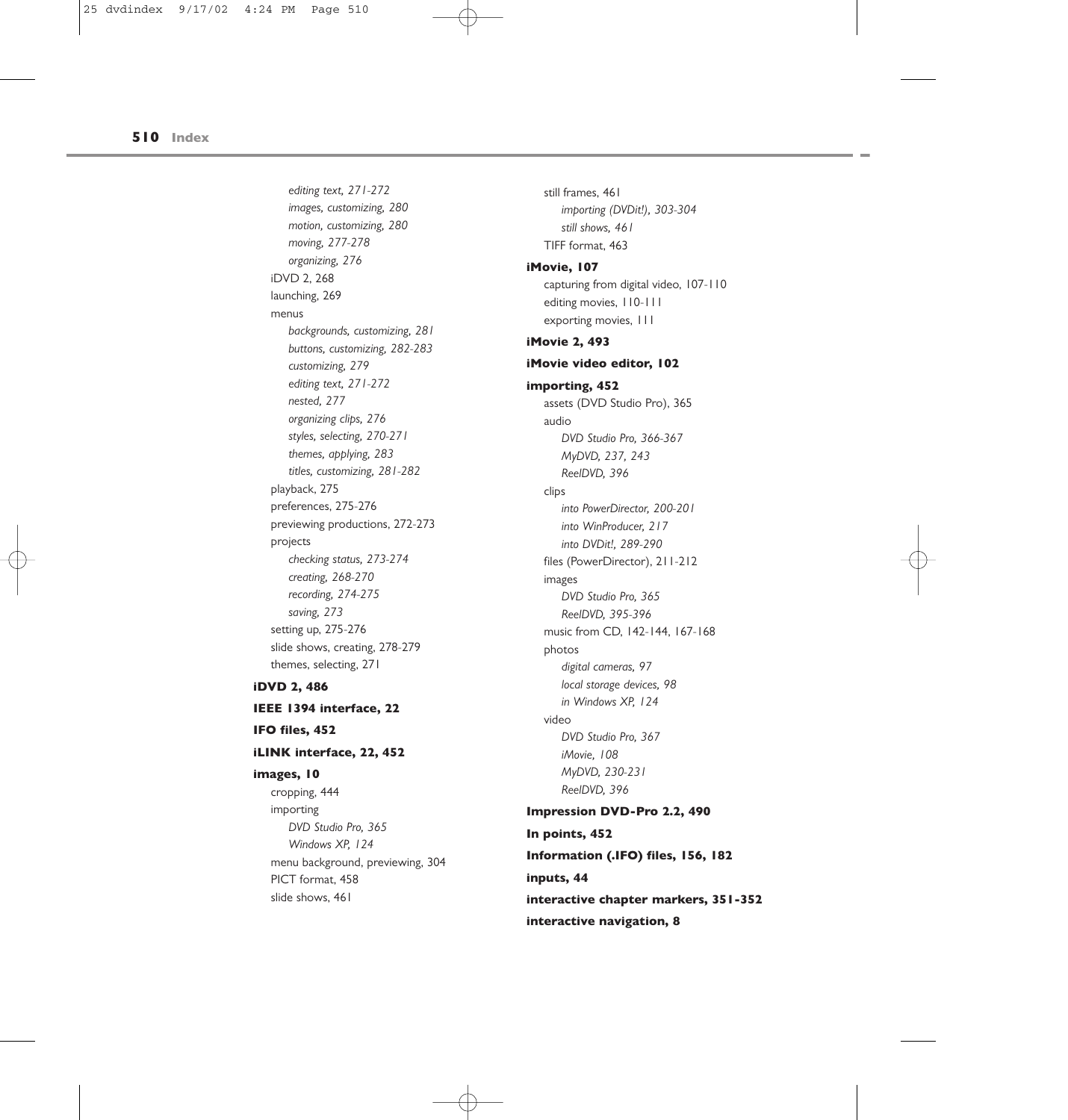*editing text, 271-272*
*images, customizing, 280*
*motion, customizing, 280*
*moving, 277-278*
*organizing, 276*

iDVD 2, 268
launching, 269
menus
*backgrounds, customizing, 281*
*buttons, customizing, 282-283*
*customizing, 279*
*editing text, 271-272*
*nested, 277*
*organizing clips, 276*
*styles, selecting, 270-271*
*themes, applying, 283*
*titles, customizing, 281-282*

playback, 275
preferences, 275-276
previewing productions, 272-273
projects
*checking status, 273-274*
*creating, 268-270*
*recording, 274-275*
*saving, 273*

setting up, 275-276
slide shows, creating, 278-279
themes, selecting, 271

**iDVD 2, 486**

**IEEE 1394 interface, 22**

**IFO files, 452**

**iLINK interface, 22, 452**

**images, 10**
cropping, 444
importing
*DVD Studio Pro, 365*
*Windows XP, 124*

menu background, previewing, 304
PICT format, 458
slide shows, 461
still frames, 461
*importing (DVDit!), 303-304*
*still shows, 461*

TIFF format, 463

**iMovie, 107**
capturing from digital video, 107-110
editing movies, 110-111
exporting movies, 111

**iMovie 2, 493**

**iMovie video editor, 102**

**importing, 452**
assets (DVD Studio Pro), 365
audio
*DVD Studio Pro, 366-367*
*MyDVD, 237, 243*
*ReelDVD, 396*

clips
*into PowerDirector, 200-201*
*into WinProducer, 217*
*into DVDit!, 289-290*

files (PowerDirector), 211-212
images
*DVD Studio Pro, 365*
*ReelDVD, 395-396*

music from CD, 142-144, 167-168
photos
*digital cameras, 97*
*local storage devices, 98*
*in Windows XP, 124*

video
*DVD Studio Pro, 367*
*iMovie, 108*
*MyDVD, 230-231*
*ReelDVD, 396*

**Impression DVD-Pro 2.2, 490**

**In points, 452**

**Information (.IFO) files, 156, 182**

**inputs, 44**

**interactive chapter markers, 351-352**

**interactive navigation, 8**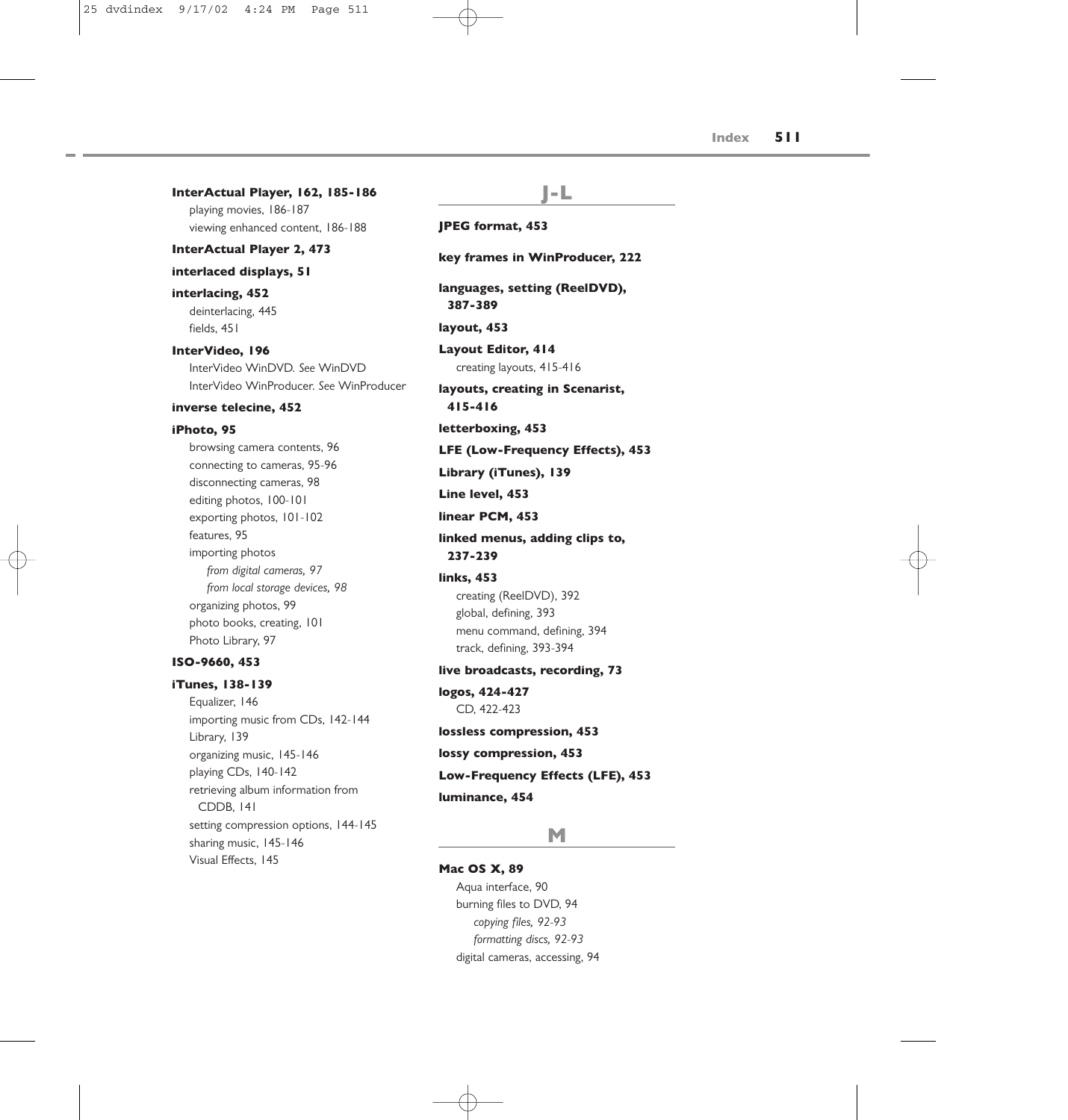**InterActual Player, 162, 185-186**
- playing movies, 186-187
- viewing enhanced content, 186-188

**InterActual Player 2, 473**

**interlaced displays, 51**

**interlacing, 452**
- deinterlacing, 445
- fields, 451

**InterVideo, 196**
- InterVideo WinDVD. *See* WinDVD
- InterVideo WinProducer. *See* WinProducer

**inverse telecine, 452**

**iPhoto, 95**
- browsing camera contents, 96
- connecting to cameras, 95-96
- disconnecting cameras, 98
- editing photos, 100-101
- exporting photos, 101-102
- features, 95
- importing photos
  - *from digital cameras, 97*
  - *from local storage devices, 98*
- organizing photos, 99
- photo books, creating, 101
- Photo Library, 97

**ISO-9660, 453**

**iTunes, 138-139**
- Equalizer, 146
- importing music from CDs, 142-144
- Library, 139
- organizing music, 145-146
- playing CDs, 140-142
- retrieving album information from CDDB, 141
- setting compression options, 144-145
- sharing music, 145-146
- Visual Effects, 145

## J-L

**JPEG format, 453**

**key frames in WinProducer, 222**

**languages, setting (ReelDVD), 387-389**

**layout, 453**

**Layout Editor, 414**
- creating layouts, 415-416

**layouts, creating in Scenarist, 415-416**

**letterboxing, 453**

**LFE (Low-Frequency Effects), 453**

**Library (iTunes), 139**

**Line level, 453**

**linear PCM, 453**

**linked menus, adding clips to, 237-239**

**links, 453**
- creating (ReelDVD), 392
- global, defining, 393
- menu command, defining, 394
- track, defining, 393-394

**live broadcasts, recording, 73**

**logos, 424-427**
- CD, 422-423

**lossless compression, 453**

**lossy compression, 453**

**Low-Frequency Effects (LFE), 453**

**luminance, 454**

## M

**Mac OS X, 89**
- Aqua interface, 90
- burning files to DVD, 94
  - *copying files, 92-93*
  - *formatting discs, 92-93*
- digital cameras, accessing, 94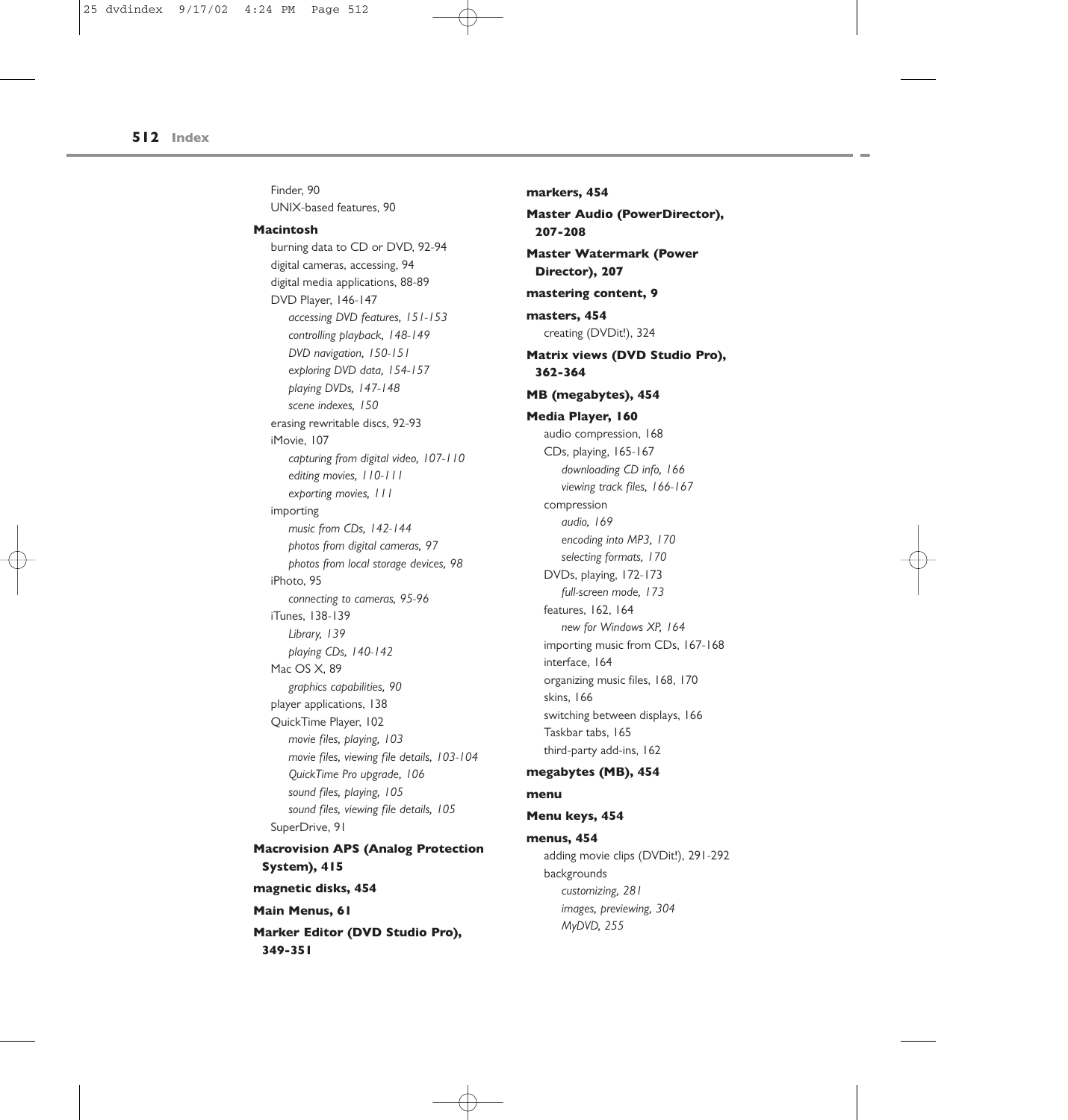Finder, 90
UNIX-based features, 90

**Macintosh**
- burning data to CD or DVD, 92-94
- digital cameras, accessing, 94
- digital media applications, 88-89
- DVD Player, 146-147
  - *accessing DVD features, 151-153*
  - *controlling playback, 148-149*
  - *DVD navigation, 150-151*
  - *exploring DVD data, 154-157*
  - *playing DVDs, 147-148*
  - *scene indexes, 150*
- erasing rewritable discs, 92-93
- iMovie, 107
  - *capturing from digital video, 107-110*
  - *editing movies, 110-111*
  - *exporting movies, 111*
- importing
  - *music from CDs, 142-144*
  - *photos from digital cameras, 97*
  - *photos from local storage devices, 98*
- iPhoto, 95
  - *connecting to cameras, 95-96*
- iTunes, 138-139
  - *Library, 139*
  - *playing CDs, 140-142*
- Mac OS X, 89
  - *graphics capabilities, 90*
- player applications, 138
- QuickTime Player, 102
  - *movie files, playing, 103*
  - *movie files, viewing file details, 103-104*
  - *QuickTime Pro upgrade, 106*
  - *sound files, playing, 105*
  - *sound files, viewing file details, 105*
- SuperDrive, 91

**Macrovision APS (Analog Protection System), 415**

**magnetic disks, 454**

**Main Menus, 61**

**Marker Editor (DVD Studio Pro), 349-351**

**markers, 454**

**Master Audio (PowerDirector), 207-208**

**Master Watermark (Power Director), 207**

**mastering content, 9**

**masters, 454**
- creating (DVDit!), 324

**Matrix views (DVD Studio Pro), 362-364**

**MB (megabytes), 454**

**Media Player, 160**
- audio compression, 168
- CDs, playing, 165-167
  - *downloading CD info, 166*
  - *viewing track files, 166-167*
- compression
  - *audio, 169*
  - *encoding into MP3, 170*
  - *selecting formats, 170*
- DVDs, playing, 172-173
  - *full-screen mode, 173*
- features, 162, 164
  - *new for Windows XP, 164*
- importing music from CDs, 167-168
- interface, 164
- organizing music files, 168, 170
- skins, 166
- switching between displays, 166
- Taskbar tabs, 165
- third-party add-ins, 162

**megabytes (MB), 454**

**menu**

**Menu keys, 454**

**menus, 454**
- adding movie clips (DVDit!), 291-292
- backgrounds
  - *customizing, 281*
  - *images, previewing, 304*
  - *MyDVD, 255*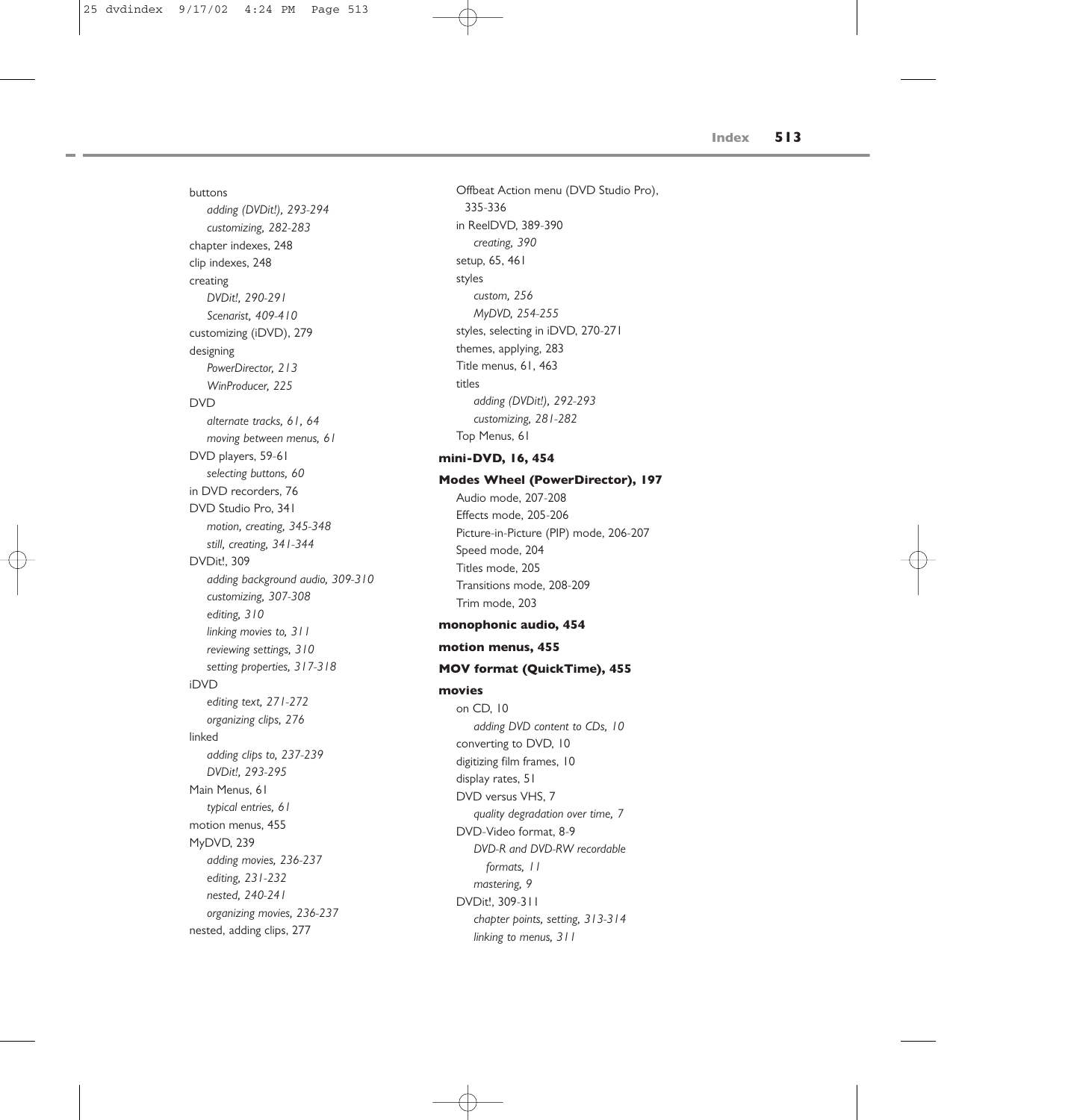buttons
- *adding (DVDit!), 293-294*
- *customizing, 282-283*

chapter indexes, 248

clip indexes, 248

creating
- *DVDit!, 290-291*
- *Scenarist, 409-410*

customizing (iDVD), 279

designing
- *PowerDirector, 213*
- *WinProducer, 225*

DVD
- *alternate tracks, 61, 64*
- *moving between menus, 61*

DVD players, 59-61
- *selecting buttons, 60*

in DVD recorders, 76

DVD Studio Pro, 341
- *motion, creating, 345-348*
- *still, creating, 341-344*

DVDit!, 309
- *adding background audio, 309-310*
- *customizing, 307-308*
- *editing, 310*
- *linking movies to, 311*
- *reviewing settings, 310*
- *setting properties, 317-318*

iDVD
- *editing text, 271-272*
- *organizing clips, 276*

linked
- *adding clips to, 237-239*
- *DVDit!, 293-295*

Main Menus, 61
- *typical entries, 61*

motion menus, 455

MyDVD, 239
- *adding movies, 236-237*
- *editing, 231-232*
- *nested, 240-241*
- *organizing movies, 236-237*

nested, adding clips, 277

Offbeat Action menu (DVD Studio Pro), 335-336

in ReelDVD, 389-390
- *creating, 390*

setup, 65, 461

styles
- *custom, 256*
- *MyDVD, 254-255*

styles, selecting in iDVD, 270-271

themes, applying, 283

Title menus, 61, 463

titles
- *adding (DVDit!), 292-293*
- *customizing, 281-282*

Top Menus, 61

**mini-DVD, 16, 454**

**Modes Wheel (PowerDirector), 197**

Audio mode, 207-208

Effects mode, 205-206

Picture-in-Picture (PIP) mode, 206-207

Speed mode, 204

Titles mode, 205

Transitions mode, 208-209

Trim mode, 203

**monophonic audio, 454**

**motion menus, 455**

**MOV format (QuickTime), 455**

**movies**

on CD, 10
- *adding DVD content to CDs, 10*

converting to DVD, 10

digitizing film frames, 10

display rates, 51

DVD versus VHS, 7
- *quality degradation over time, 7*

DVD-Video format, 8-9
- *DVD-R and DVD-RW recordable formats, 11*
- *mastering, 9*

DVDit!, 309-311
- *chapter points, setting, 313-314*
- *linking to menus, 311*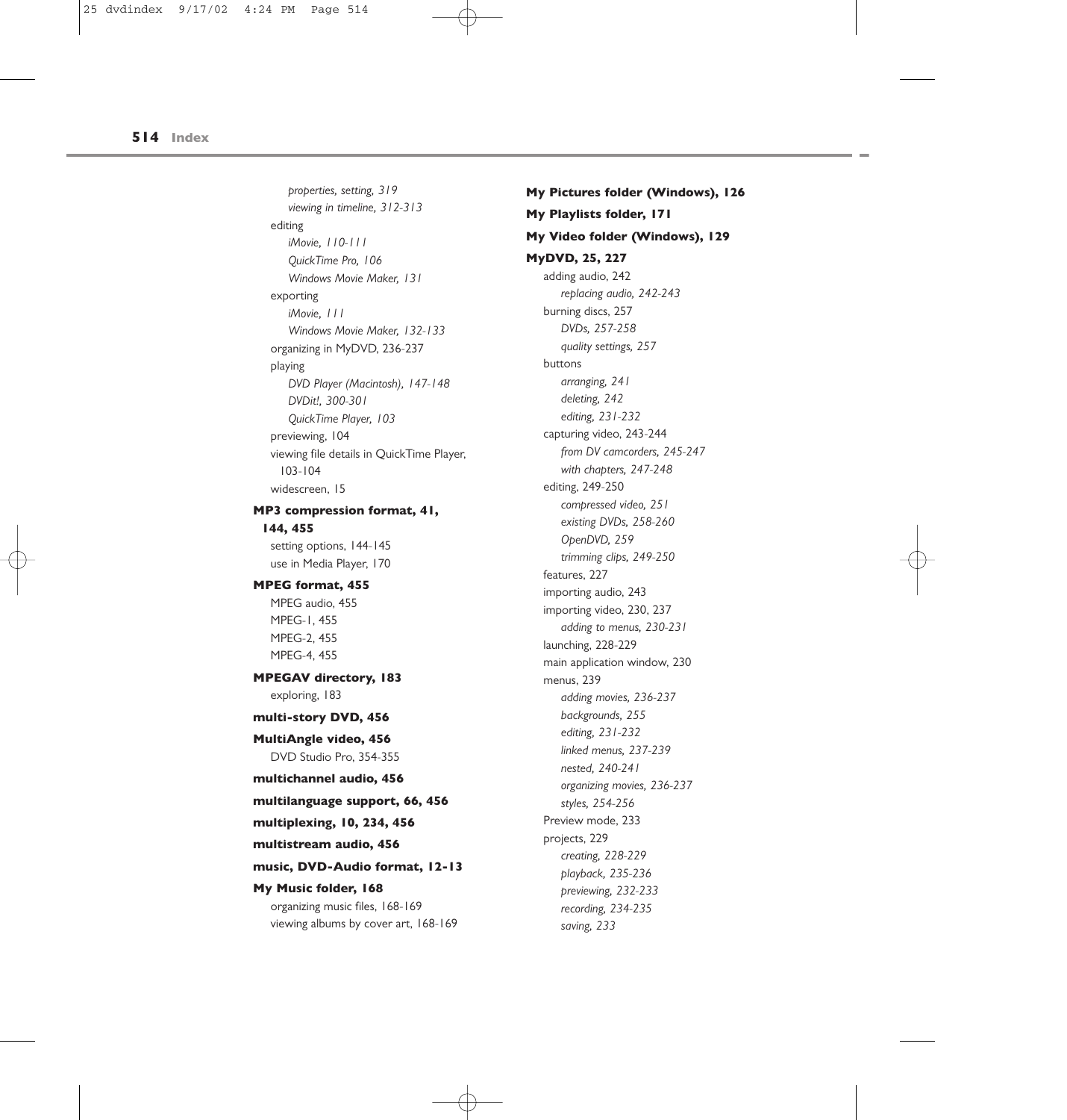*properties, setting, 319*
*viewing in timeline, 312-313*
editing
*iMovie, 110-111*
*QuickTime Pro, 106*
*Windows Movie Maker, 131*
exporting
*iMovie, 111*
*Windows Movie Maker, 132-133*
organizing in MyDVD, 236-237
playing
*DVD Player (Macintosh), 147-148*
*DVDit!, 300-301*
*QuickTime Player, 103*
previewing, 104
viewing file details in QuickTime Player, 103-104
widescreen, 15

**MP3 compression format, 41, 144, 455**
setting options, 144-145
use in Media Player, 170

**MPEG format, 455**
MPEG audio, 455
MPEG-1, 455
MPEG-2, 455
MPEG-4, 455

**MPEGAV directory, 183**
exploring, 183

**multi-story DVD, 456**

**MultiAngle video, 456**
DVD Studio Pro, 354-355

**multichannel audio, 456**

**multilanguage support, 66, 456**

**multiplexing, 10, 234, 456**

**multistream audio, 456**

**music, DVD-Audio format, 12-13**

**My Music folder, 168**
organizing music files, 168-169
viewing albums by cover art, 168-169

**My Pictures folder (Windows), 126**

**My Playlists folder, 171**

**My Video folder (Windows), 129**

**MyDVD, 25, 227**
adding audio, 242
*replacing audio, 242-243*
burning discs, 257
*DVDs, 257-258*
*quality settings, 257*
buttons
*arranging, 241*
*deleting, 242*
*editing, 231-232*
capturing video, 243-244
*from DV camcorders, 245-247*
*with chapters, 247-248*
editing, 249-250
*compressed video, 251*
*existing DVDs, 258-260*
*OpenDVD, 259*
*trimming clips, 249-250*
features, 227
importing audio, 243
importing video, 230, 237
*adding to menus, 230-231*
launching, 228-229
main application window, 230
menus, 239
*adding movies, 236-237*
*backgrounds, 255*
*editing, 231-232*
*linked menus, 237-239*
*nested, 240-241*
*organizing movies, 236-237*
*styles, 254-256*
Preview mode, 233
projects, 229
*creating, 228-229*
*playback, 235-236*
*previewing, 232-233*
*recording, 234-235*
*saving, 233*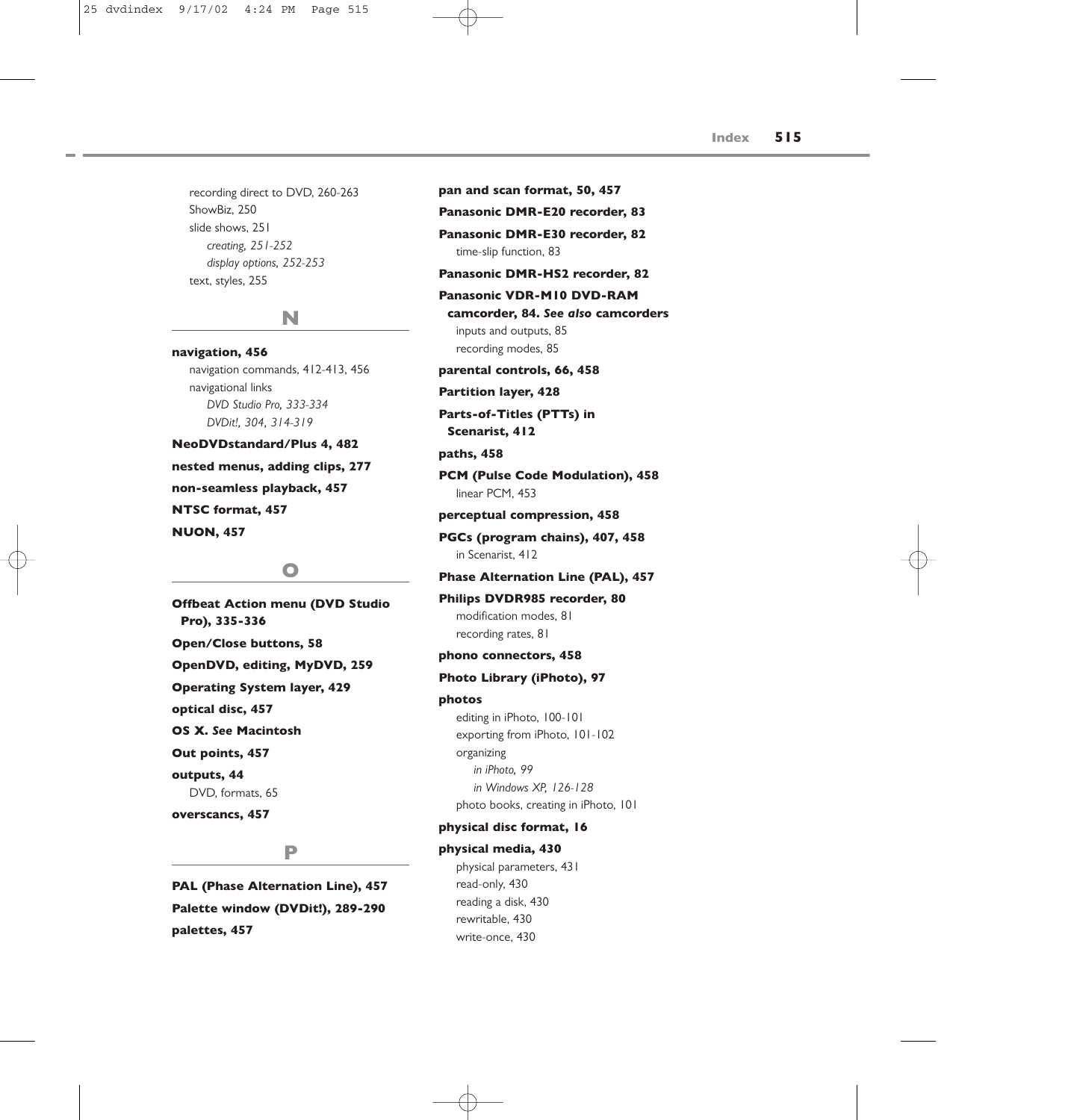recording direct to DVD, 260-263
ShowBiz, 250
slide shows, 251
*creating, 251-252*
*display options, 252-253*
text, styles, 255

## N

**navigation, 456**
navigation commands, 412-413, 456
navigational links
*DVD Studio Pro, 333-334*
*DVDit!, 304, 314-319*

**NeoDVDstandard/Plus 4, 482**

**nested menus, adding clips, 277**

**non-seamless playback, 457**

**NTSC format, 457**

**NUON, 457**

## O

**Offbeat Action menu (DVD Studio Pro), 335-336**

**Open/Close buttons, 58**

**OpenDVD, editing, MyDVD, 259**

**Operating System layer, 429**

**optical disc, 457**

**OS X. *See* Macintosh**

**Out points, 457**

**outputs, 44**
DVD, formats, 65

**overscancs, 457**

## P

**PAL (Phase Alternation Line), 457**

**Palette window (DVDit!), 289-290**

**palettes, 457**

**pan and scan format, 50, 457**

**Panasonic DMR-E20 recorder, 83**

**Panasonic DMR-E30 recorder, 82**
time-slip function, 83

**Panasonic DMR-HS2 recorder, 82**

**Panasonic VDR-M10 DVD-RAM camcorder, 84. *See also* camcorders**
inputs and outputs, 85
recording modes, 85

**parental controls, 66, 458**

**Partition layer, 428**

**Parts-of-Titles (PTTs) in Scenarist, 412**

**paths, 458**

**PCM (Pulse Code Modulation), 458**
linear PCM, 453

**perceptual compression, 458**

**PGCs (program chains), 407, 458**
in Scenarist, 412

**Phase Alternation Line (PAL), 457**

**Philips DVDR985 recorder, 80**
modification modes, 81
recording rates, 81

**phono connectors, 458**

**Photo Library (iPhoto), 97**

**photos**
editing in iPhoto, 100-101
exporting from iPhoto, 101-102
organizing
*in iPhoto, 99*
*in Windows XP, 126-128*
photo books, creating in iPhoto, 101

**physical disc format, 16**

**physical media, 430**
physical parameters, 431
read-only, 430
reading a disk, 430
rewritable, 430
write-once, 430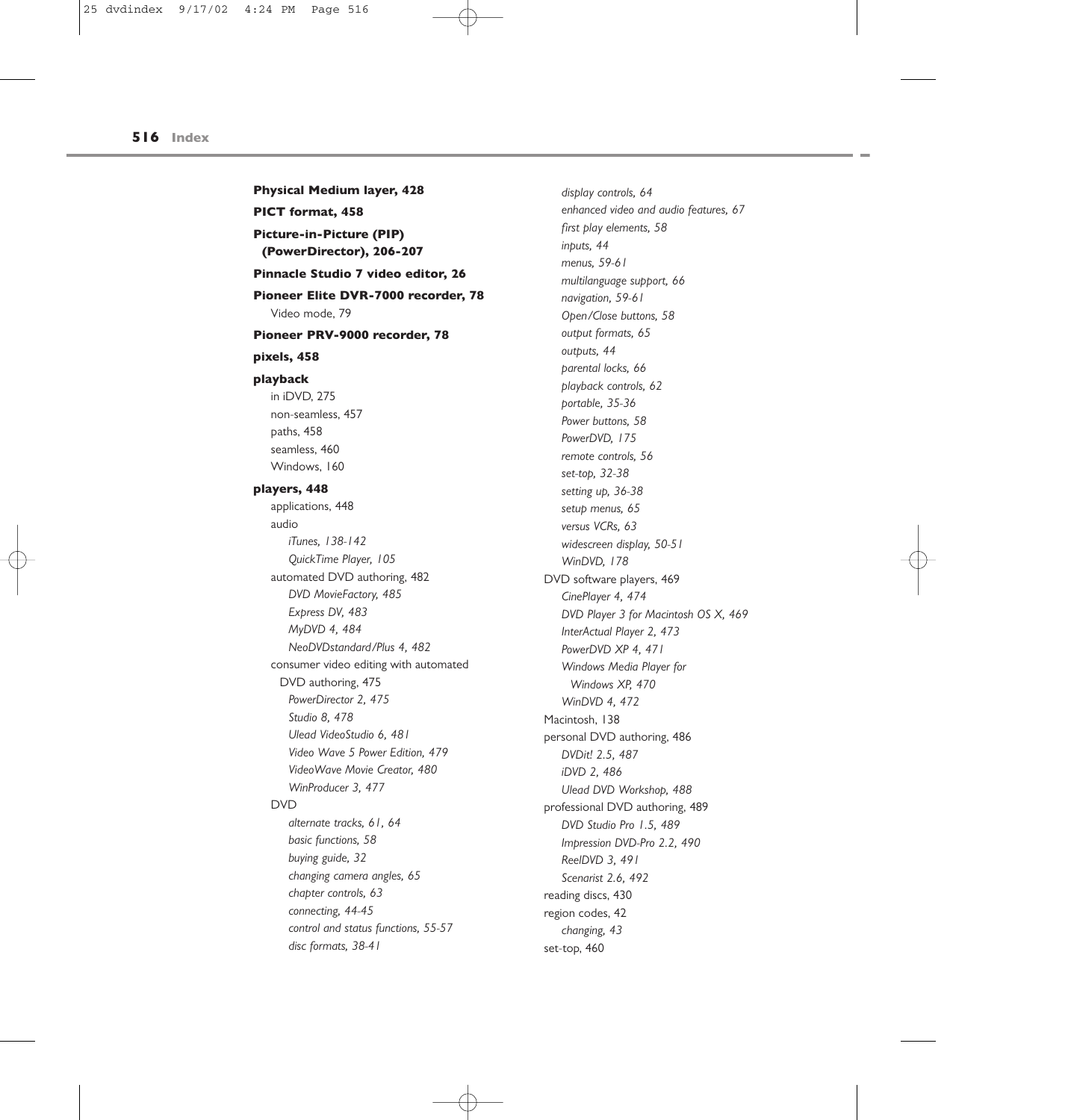**Physical Medium layer, 428**

**PICT format, 458**

**Picture-in-Picture (PIP) (PowerDirector), 206-207**

**Pinnacle Studio 7 video editor, 26**

**Pioneer Elite DVR-7000 recorder, 78**

- Video mode, 79

**Pioneer PRV-9000 recorder, 78**

**pixels, 458**

**playback**

- in iDVD, 275
- non-seamless, 457
- paths, 458
- seamless, 460
- Windows, 160

**players, 448**

- applications, 448
- audio
  - *iTunes, 138-142*
  - *QuickTime Player, 105*
- automated DVD authoring, 482
  - *DVD MovieFactory, 485*
  - *Express DV, 483*
  - *MyDVD 4, 484*
  - *NeoDVDstandard/Plus 4, 482*
- consumer video editing with automated DVD authoring, 475
  - *PowerDirector 2, 475*
  - *Studio 8, 478*
  - *Ulead VideoStudio 6, 481*
  - *Video Wave 5 Power Edition, 479*
  - *VideoWave Movie Creator, 480*
  - *WinProducer 3, 477*
- DVD
  - *alternate tracks, 61, 64*
  - *basic functions, 58*
  - *buying guide, 32*
  - *changing camera angles, 65*
  - *chapter controls, 63*
  - *connecting, 44-45*
  - *control and status functions, 55-57*
  - *disc formats, 38-41*
  - *display controls, 64*
  - *enhanced video and audio features, 67*
  - *first play elements, 58*
  - *inputs, 44*
  - *menus, 59-61*
  - *multilanguage support, 66*
  - *navigation, 59-61*
  - *Open/Close buttons, 58*
  - *output formats, 65*
  - *outputs, 44*
  - *parental locks, 66*
  - *playback controls, 62*
  - *portable, 35-36*
  - *Power buttons, 58*
  - *PowerDVD, 175*
  - *remote controls, 56*
  - *set-top, 32-38*
  - *setting up, 36-38*
  - *setup menus, 65*
  - *versus VCRs, 63*
  - *widescreen display, 50-51*
  - *WinDVD, 178*
- DVD software players, 469
  - *CinePlayer 4, 474*
  - *DVD Player 3 for Macintosh OS X, 469*
  - *InterActual Player 2, 473*
  - *PowerDVD XP 4, 471*
  - *Windows Media Player for Windows XP, 470*
  - *WinDVD 4, 472*
- Macintosh, 138
- personal DVD authoring, 486
  - *DVDit! 2.5, 487*
  - *iDVD 2, 486*
  - *Ulead DVD Workshop, 488*
- professional DVD authoring, 489
  - *DVD Studio Pro 1.5, 489*
  - *Impression DVD-Pro 2.2, 490*
  - *ReelDVD 3, 491*
  - *Scenarist 2.6, 492*
- reading discs, 430
- region codes, 42
  - *changing, 43*
- set-top, 460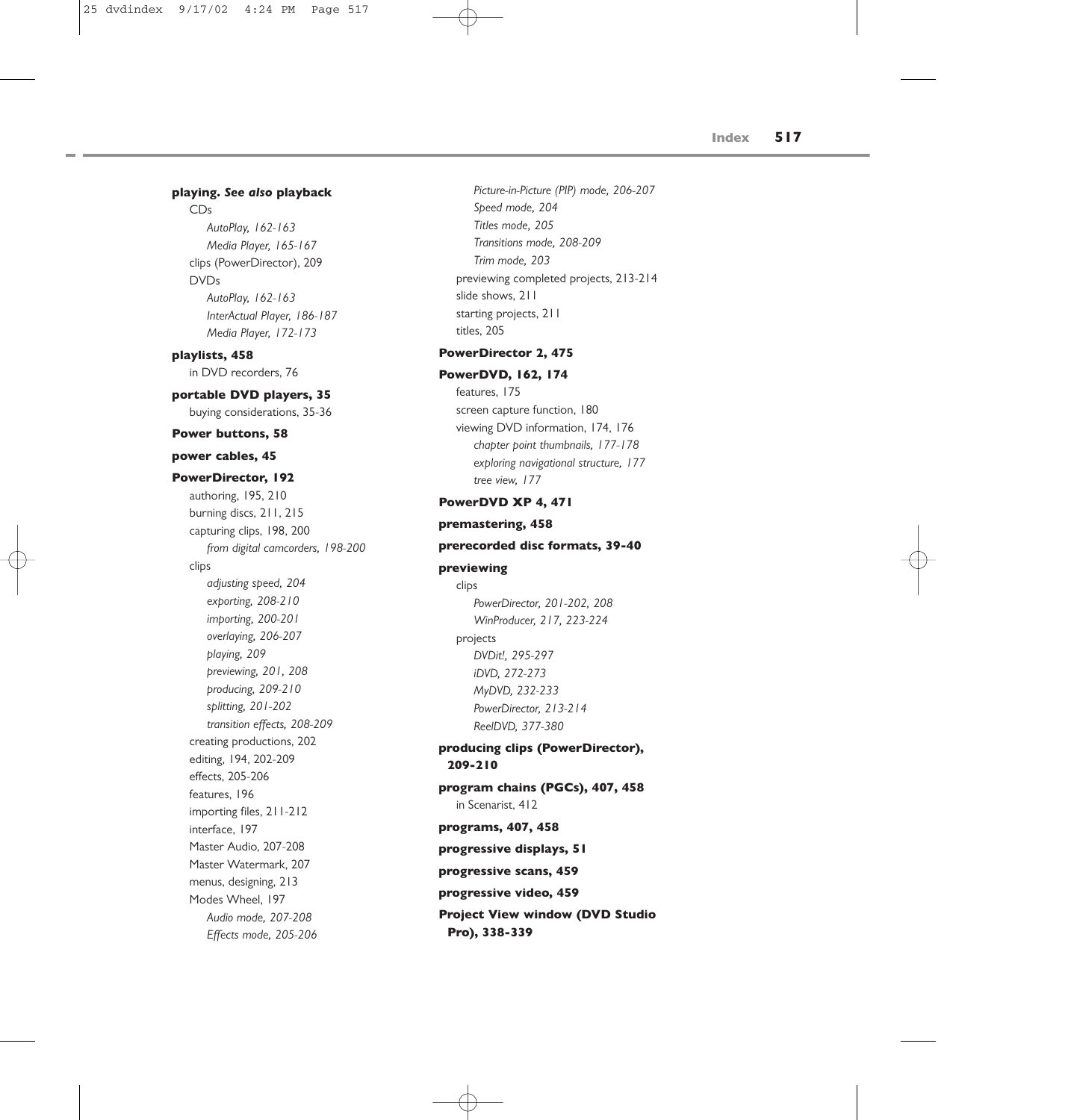**playing.** ***See also*** **playback**

- CDs
  - *AutoPlay, 162-163*
  - *Media Player, 165-167*
- clips (PowerDirector), 209
- DVDs
  - *AutoPlay, 162-163*
  - *InterActual Player, 186-187*
  - *Media Player, 172-173*

**playlists, 458**

- in DVD recorders, 76

**portable DVD players, 35**

- buying considerations, 35-36

**Power buttons, 58**

**power cables, 45**

**PowerDirector, 192**

- authoring, 195, 210
- burning discs, 211, 215
- capturing clips, 198, 200
  - *from digital camcorders, 198-200*
- clips
  - *adjusting speed, 204*
  - *exporting, 208-210*
  - *importing, 200-201*
  - *overlaying, 206-207*
  - *playing, 209*
  - *previewing, 201, 208*
  - *producing, 209-210*
  - *splitting, 201-202*
  - *transition effects, 208-209*
- creating productions, 202
- editing, 194, 202-209
- effects, 205-206
- features, 196
- importing files, 211-212
- interface, 197
- Master Audio, 207-208
- Master Watermark, 207
- menus, designing, 213
- Modes Wheel, 197
  - *Audio mode, 207-208*
  - *Effects mode, 205-206*
  - *Picture-in-Picture (PIP) mode, 206-207*
  - *Speed mode, 204*
  - *Titles mode, 205*
  - *Transitions mode, 208-209*
  - *Trim mode, 203*
- previewing completed projects, 213-214
- slide shows, 211
- starting projects, 211
- titles, 205

**PowerDirector 2, 475**

**PowerDVD, 162, 174**

- features, 175
- screen capture function, 180
- viewing DVD information, 174, 176
  - *chapter point thumbnails, 177-178*
  - *exploring navigational structure, 177*
  - *tree view, 177*

**PowerDVD XP 4, 471**

**premastering, 458**

**prerecorded disc formats, 39-40**

**previewing**

- clips
  - *PowerDirector, 201-202, 208*
  - *WinProducer, 217, 223-224*
- projects
  - *DVDit!, 295-297*
  - *iDVD, 272-273*
  - *MyDVD, 232-233*
  - *PowerDirector, 213-214*
  - *ReelDVD, 377-380*

**producing clips (PowerDirector), 209-210**

**program chains (PGCs), 407, 458**

- in Scenarist, 412

**programs, 407, 458**

**progressive displays, 51**

**progressive scans, 459**

**progressive video, 459**

**Project View window (DVD Studio Pro), 338-339**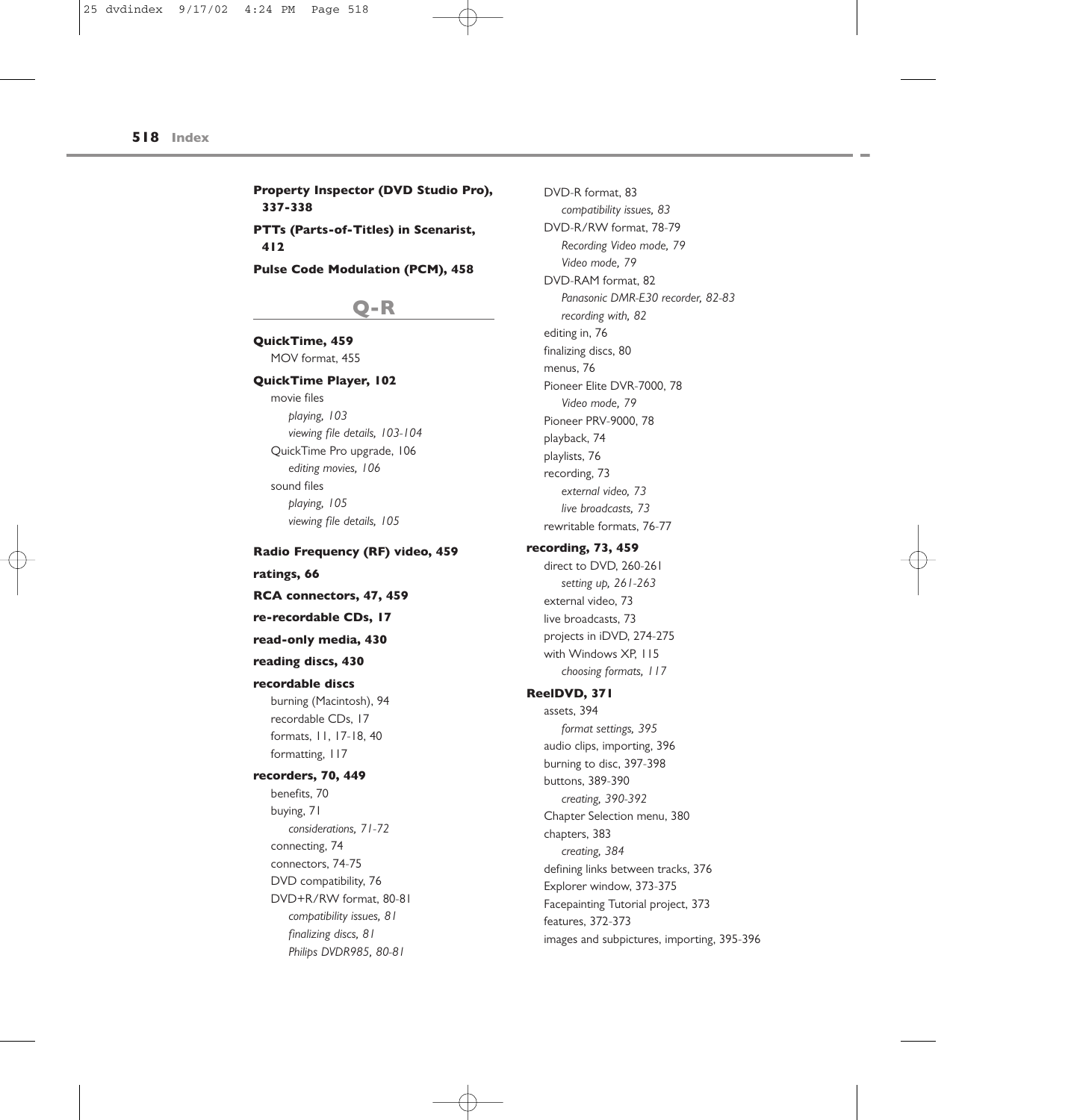**Property Inspector (DVD Studio Pro), 337-338**

**PTTs (Parts-of-Titles) in Scenarist, 412**

**Pulse Code Modulation (PCM), 458**

## Q-R

**QuickTime, 459**
- MOV format, 455

**QuickTime Player, 102**
- movie files
  - *playing, 103*
  - *viewing file details, 103-104*
- QuickTime Pro upgrade, 106
  - *editing movies, 106*
- sound files
  - *playing, 105*
  - *viewing file details, 105*

**Radio Frequency (RF) video, 459**

**ratings, 66**

**RCA connectors, 47, 459**

**re-recordable CDs, 17**

**read-only media, 430**

**reading discs, 430**

**recordable discs**
- burning (Macintosh), 94
- recordable CDs, 17
- formats, 11, 17-18, 40
- formatting, 117

**recorders, 70, 449**
- benefits, 70
- buying, 71
  - *considerations, 71-72*
- connecting, 74
- connectors, 74-75
- DVD compatibility, 76
- DVD+R/RW format, 80-81
  - *compatibility issues, 81*
  - *finalizing discs, 81*
  - *Philips DVDR985, 80-81*
- DVD-R format, 83
  - *compatibility issues, 83*
- DVD-R/RW format, 78-79
  - *Recording Video mode, 79*
  - *Video mode, 79*
- DVD-RAM format, 82
  - *Panasonic DMR-E30 recorder, 82-83*
  - *recording with, 82*
- editing in, 76
- finalizing discs, 80
- menus, 76
- Pioneer Elite DVR-7000, 78
  - *Video mode, 79*
- Pioneer PRV-9000, 78
- playback, 74
- playlists, 76
- recording, 73
  - *external video, 73*
  - *live broadcasts, 73*
- rewritable formats, 76-77

**recording, 73, 459**
- direct to DVD, 260-261
  - *setting up, 261-263*
- external video, 73
- live broadcasts, 73
- projects in iDVD, 274-275
- with Windows XP, 115
  - *choosing formats, 117*

**ReelDVD, 371**
- assets, 394
  - *format settings, 395*
- audio clips, importing, 396
- burning to disc, 397-398
- buttons, 389-390
  - *creating, 390-392*
- Chapter Selection menu, 380
- chapters, 383
  - *creating, 384*
- defining links between tracks, 376
- Explorer window, 373-375
- Facepainting Tutorial project, 373
- features, 372-373
- images and subpictures, importing, 395-396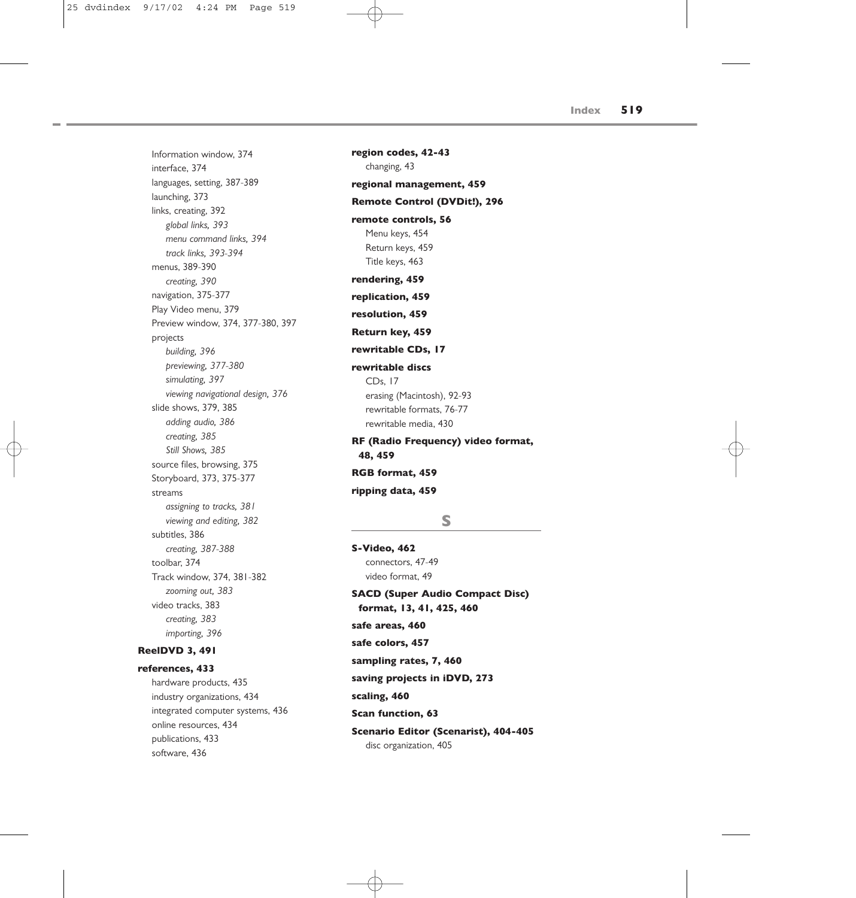Information window, 374
interface, 374
languages, setting, 387-389
launching, 373
links, creating, 392
    *global links, 393*
    *menu command links, 394*
    *track links, 393-394*
menus, 389-390
    *creating, 390*
navigation, 375-377
Play Video menu, 379
Preview window, 374, 377-380, 397
projects
    *building, 396*
    *previewing, 377-380*
    *simulating, 397*
    *viewing navigational design, 376*
slide shows, 379, 385
    *adding audio, 386*
    *creating, 385*
    *Still Shows, 385*
source files, browsing, 375
Storyboard, 373, 375-377
streams
    *assigning to tracks, 381*
    *viewing and editing, 382*
subtitles, 386
    *creating, 387-388*
toolbar, 374
Track window, 374, 381-382
    *zooming out, 383*
video tracks, 383
    *creating, 383*
    *importing, 396*

**ReelDVD 3, 491**

**references, 433**
hardware products, 435
industry organizations, 434
integrated computer systems, 436
online resources, 434
publications, 433
software, 436

**region codes, 42-43**
changing, 43

**regional management, 459**

**Remote Control (DVDit!), 296**

**remote controls, 56**
Menu keys, 454
Return keys, 459
Title keys, 463

**rendering, 459**

**replication, 459**

**resolution, 459**

**Return key, 459**

**rewritable CDs, 17**

**rewritable discs**
CDs, 17
erasing (Macintosh), 92-93
rewritable formats, 76-77
rewritable media, 430

**RF (Radio Frequency) video format, 48, 459**

**RGB format, 459**

**ripping data, 459**

## S

**S-Video, 462**
connectors, 47-49
video format, 49

**SACD (Super Audio Compact Disc) format, 13, 41, 425, 460**

**safe areas, 460**

**safe colors, 457**

**sampling rates, 7, 460**

**saving projects in iDVD, 273**

**scaling, 460**

**Scan function, 63**

**Scenario Editor (Scenarist), 404-405**
disc organization, 405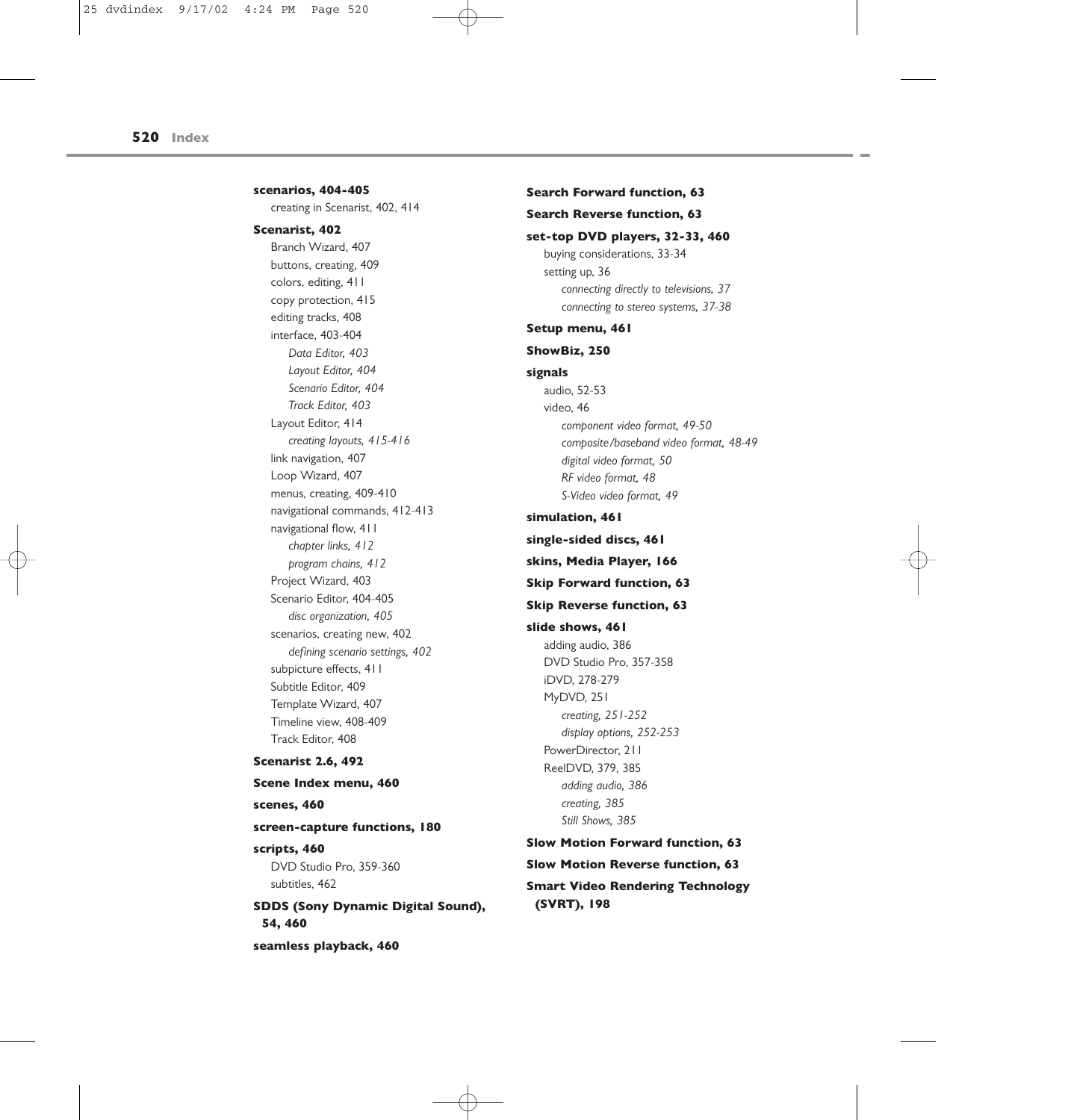**scenarios, 404-405**
- creating in Scenarist, 402, 414

**Scenarist, 402**
- Branch Wizard, 407
- buttons, creating, 409
- colors, editing, 411
- copy protection, 415
- editing tracks, 408
- interface, 403-404
  - *Data Editor, 403*
  - *Layout Editor, 404*
  - *Scenario Editor, 404*
  - *Track Editor, 403*
- Layout Editor, 414
  - *creating layouts, 415-416*
- link navigation, 407
- Loop Wizard, 407
- menus, creating, 409-410
- navigational commands, 412-413
- navigational flow, 411
  - *chapter links, 412*
  - *program chains, 412*
- Project Wizard, 403
- Scenario Editor, 404-405
  - *disc organization, 405*
- scenarios, creating new, 402
  - *defining scenario settings, 402*
- subpicture effects, 411
- Subtitle Editor, 409
- Template Wizard, 407
- Timeline view, 408-409
- Track Editor, 408

**Scenarist 2.6, 492**

**Scene Index menu, 460**

**scenes, 460**

**screen-capture functions, 180**

**scripts, 460**
- DVD Studio Pro, 359-360
- subtitles, 462

**SDDS (Sony Dynamic Digital Sound), 54, 460**

**seamless playback, 460**

**Search Forward function, 63**

**Search Reverse function, 63**

**set-top DVD players, 32-33, 460**
- buying considerations, 33-34
- setting up, 36
  - *connecting directly to televisions, 37*
  - *connecting to stereo systems, 37-38*

**Setup menu, 461**

**ShowBiz, 250**

**signals**
- audio, 52-53
- video, 46
  - *component video format, 49-50*
  - *composite/baseband video format, 48-49*
  - *digital video format, 50*
  - *RF video format, 48*
  - *S-Video video format, 49*

**simulation, 461**

**single-sided discs, 461**

**skins, Media Player, 166**

**Skip Forward function, 63**

**Skip Reverse function, 63**

**slide shows, 461**
- adding audio, 386
- DVD Studio Pro, 357-358
- iDVD, 278-279
- MyDVD, 251
  - *creating, 251-252*
  - *display options, 252-253*
- PowerDirector, 211
- ReelDVD, 379, 385
  - *adding audio, 386*
  - *creating, 385*
  - *Still Shows, 385*

**Slow Motion Forward function, 63**

**Slow Motion Reverse function, 63**

**Smart Video Rendering Technology (SVRT), 198**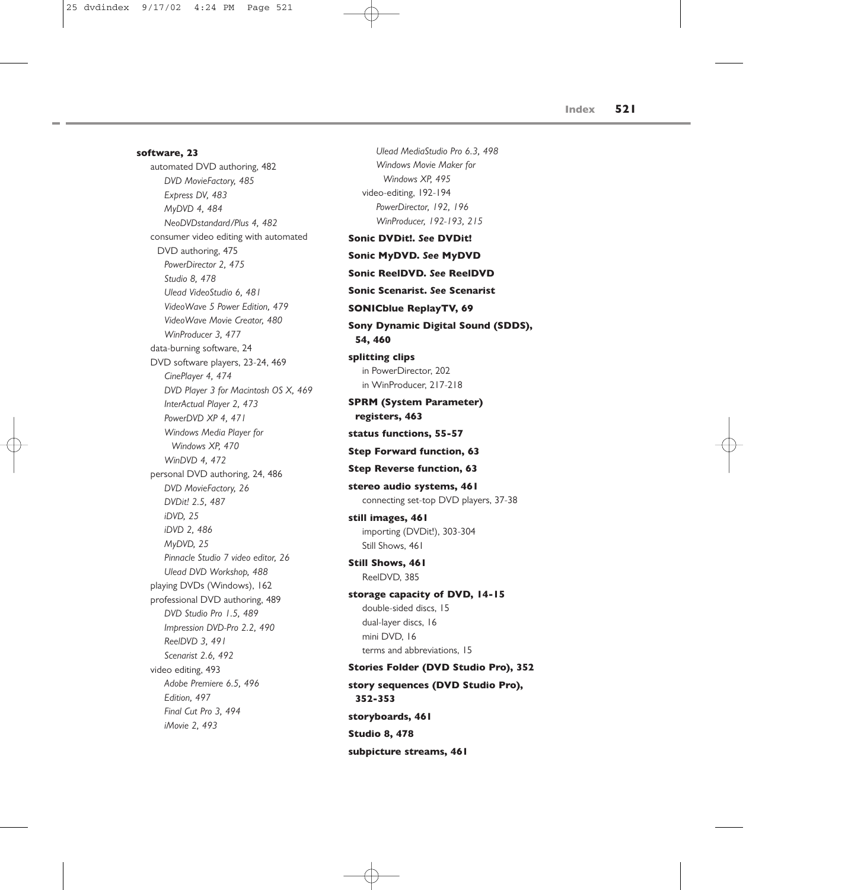**software, 23**
- automated DVD authoring, 482
  - *DVD MovieFactory, 485*
  - *Express DV, 483*
  - *MyDVD 4, 484*
  - *NeoDVDstandard/Plus 4, 482*
- consumer video editing with automated DVD authoring, 475
  - *PowerDirector 2, 475*
  - *Studio 8, 478*
  - *Ulead VideoStudio 6, 481*
  - *VideoWave 5 Power Edition, 479*
  - *VideoWave Movie Creator, 480*
  - *WinProducer 3, 477*
- data-burning software, 24
- DVD software players, 23-24, 469
  - *CinePlayer 4, 474*
  - *DVD Player 3 for Macintosh OS X, 469*
  - *InterActual Player 2, 473*
  - *PowerDVD XP 4, 471*
  - *Windows Media Player for Windows XP, 470*
  - *WinDVD 4, 472*
- personal DVD authoring, 24, 486
  - *DVD MovieFactory, 26*
  - *DVDit! 2.5, 487*
  - *iDVD, 25*
  - *iDVD 2, 486*
  - *MyDVD, 25*
  - *Pinnacle Studio 7 video editor, 26*
  - *Ulead DVD Workshop, 488*
- playing DVDs (Windows), 162
- professional DVD authoring, 489
  - *DVD Studio Pro 1.5, 489*
  - *Impression DVD-Pro 2.2, 490*
  - *ReelDVD 3, 491*
  - *Scenarist 2.6, 492*
- video editing, 493
  - *Adobe Premiere 6.5, 496*
  - *Edition, 497*
  - *Final Cut Pro 3, 494*
  - *iMovie 2, 493*
  - *Ulead MediaStudio Pro 6.3, 498*
  - *Windows Movie Maker for Windows XP, 495*
- video-editing, 192-194
  - *PowerDirector, 192, 196*
  - *WinProducer, 192-193, 215*

**Sonic DVDit!. *See* DVDit!**

**Sonic MyDVD. *See* MyDVD**

**Sonic ReelDVD. *See* ReelDVD**

**Sonic Scenarist. *See* Scenarist**

**SONICblue ReplayTV, 69**

**Sony Dynamic Digital Sound (SDDS), 54, 460**

**splitting clips**
- in PowerDirector, 202
- in WinProducer, 217-218

**SPRM (System Parameter) registers, 463**

**status functions, 55-57**

**Step Forward function, 63**

**Step Reverse function, 63**

**stereo audio systems, 461**
- connecting set-top DVD players, 37-38

**still images, 461**
- importing (DVDit!), 303-304
- Still Shows, 461

**Still Shows, 461**
- ReelDVD, 385

**storage capacity of DVD, 14-15**
- double-sided discs, 15
- dual-layer discs, 16
- mini DVD, 16
- terms and abbreviations, 15

**Stories Folder (DVD Studio Pro), 352**

**story sequences (DVD Studio Pro), 352-353**

**storyboards, 461**

**Studio 8, 478**

**subpicture streams, 461**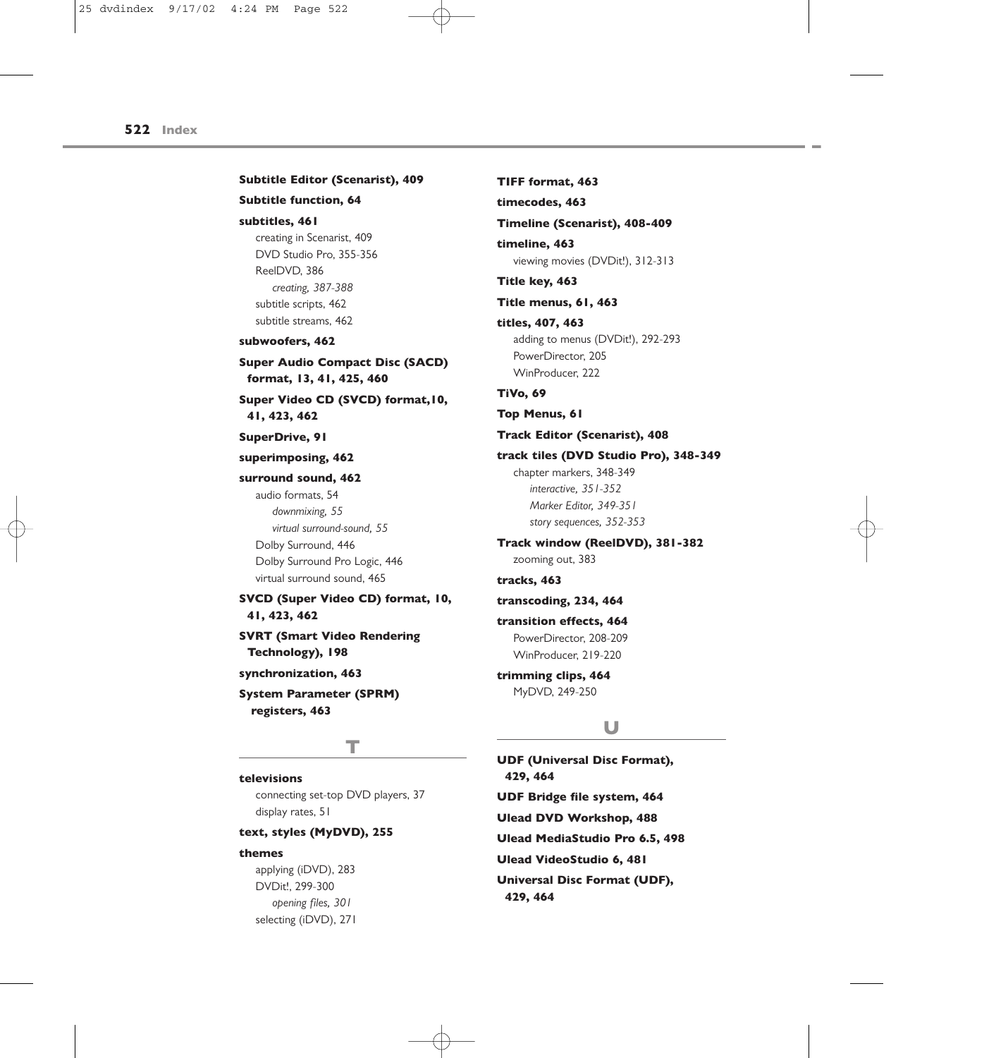**Subtitle Editor (Scenarist), 409**

**Subtitle function, 64**

**subtitles, 461**
- creating in Scenarist, 409
- DVD Studio Pro, 355-356
- ReelDVD, 386
  - *creating, 387-388*
- subtitle scripts, 462
- subtitle streams, 462

**subwoofers, 462**

**Super Audio Compact Disc (SACD) format, 13, 41, 425, 460**

**Super Video CD (SVCD) format,10, 41, 423, 462**

**SuperDrive, 91**

**superimposing, 462**

**surround sound, 462**
- audio formats, 54
  - *downmixing, 55*
  - *virtual surround-sound, 55*
- Dolby Surround, 446
- Dolby Surround Pro Logic, 446
- virtual surround sound, 465

**SVCD (Super Video CD) format, 10, 41, 423, 462**

**SVRT (Smart Video Rendering Technology), 198**

**synchronization, 463**

**System Parameter (SPRM) registers, 463**

## T

**televisions**
- connecting set-top DVD players, 37
- display rates, 51

**text, styles (MyDVD), 255**

**themes**
- applying (iDVD), 283
- DVDit!, 299-300
  - *opening files, 301*
- selecting (iDVD), 271

**TIFF format, 463**

**timecodes, 463**

**Timeline (Scenarist), 408-409**

**timeline, 463**
- viewing movies (DVDit!), 312-313

**Title key, 463**

**Title menus, 61, 463**

**titles, 407, 463**
- adding to menus (DVDit!), 292-293
- PowerDirector, 205
- WinProducer, 222

**TiVo, 69**

**Top Menus, 61**

**Track Editor (Scenarist), 408**

**track tiles (DVD Studio Pro), 348-349**
- chapter markers, 348-349
  - *interactive, 351-352*
  - *Marker Editor, 349-351*
  - *story sequences, 352-353*

**Track window (ReelDVD), 381-382**
- zooming out, 383

**tracks, 463**

**transcoding, 234, 464**

**transition effects, 464**
- PowerDirector, 208-209
- WinProducer, 219-220

**trimming clips, 464**
- MyDVD, 249-250

## U

**UDF (Universal Disc Format), 429, 464**

**UDF Bridge file system, 464**

**Ulead DVD Workshop, 488**

**Ulead MediaStudio Pro 6.5, 498**

**Ulead VideoStudio 6, 481**

**Universal Disc Format (UDF), 429, 464**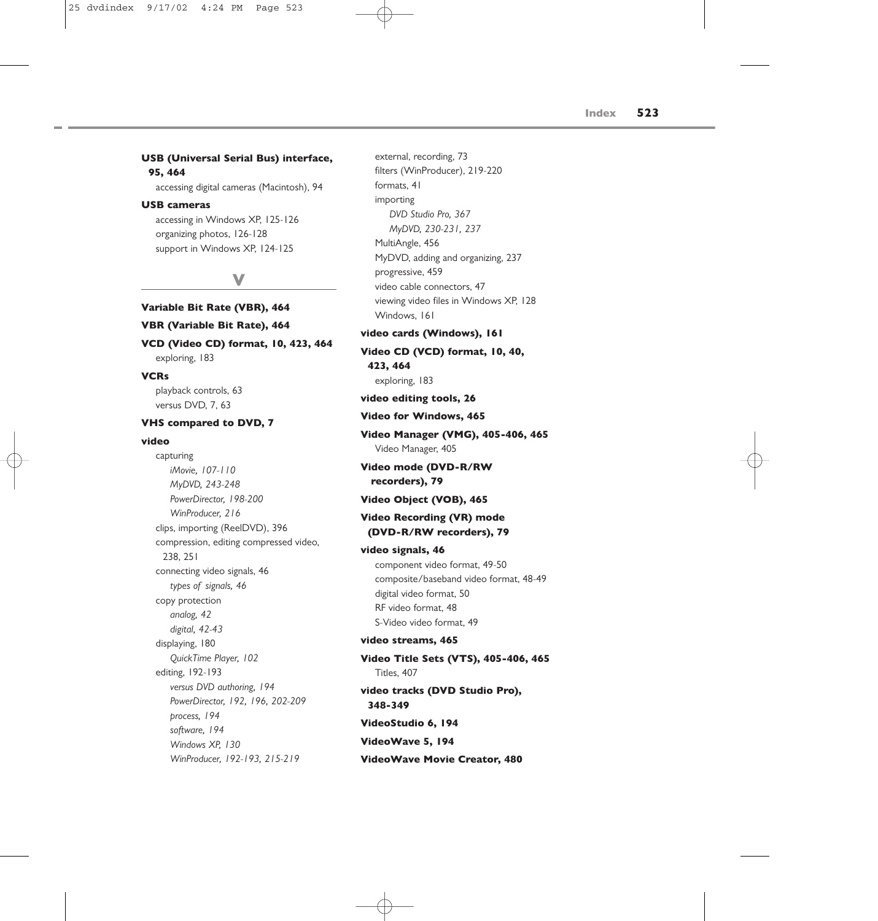**USB (Universal Serial Bus) interface, 95, 464**

- accessing digital cameras (Macintosh), 94

**USB cameras**

- accessing in Windows XP, 125-126
- organizing photos, 126-128
- support in Windows XP, 124-125

## V

**Variable Bit Rate (VBR), 464**

**VBR (Variable Bit Rate), 464**

**VCD (Video CD) format, 10, 423, 464**

- exploring, 183

**VCRs**

- playback controls, 63
- versus DVD, 7, 63

**VHS compared to DVD, 7**

**video**

- capturing
  - *iMovie, 107-110*
  - *MyDVD, 243-248*
  - *PowerDirector, 198-200*
  - *WinProducer, 216*
- clips, importing (ReelDVD), 396
- compression, editing compressed video, 238, 251
- connecting video signals, 46
  - *types of signals, 46*
- copy protection
  - *analog, 42*
  - *digital, 42-43*
- displaying, 180
  - *QuickTime Player, 102*
- editing, 192-193
  - *versus DVD authoring, 194*
  - *PowerDirector, 192, 196, 202-209*
  - *process, 194*
  - *software, 194*
  - *Windows XP, 130*
  - *WinProducer, 192-193, 215-219*
- external, recording, 73
- filters (WinProducer), 219-220
- formats, 41
- importing
  - *DVD Studio Pro, 367*
  - *MyDVD, 230-231, 237*
- MultiAngle, 456
- MyDVD, adding and organizing, 237
- progressive, 459
- video cable connectors, 47
- viewing video files in Windows XP, 128
- Windows, 161

**video cards (Windows), 161**

**Video CD (VCD) format, 10, 40, 423, 464**

- exploring, 183

**video editing tools, 26**

**Video for Windows, 465**

**Video Manager (VMG), 405-406, 465**

- Video Manager, 405

**Video mode (DVD-R/RW recorders), 79**

**Video Object (VOB), 465**

**Video Recording (VR) mode (DVD-R/RW recorders), 79**

**video signals, 46**

- component video format, 49-50
- composite/baseband video format, 48-49
- digital video format, 50
- RF video format, 48
- S-Video video format, 49

**video streams, 465**

**Video Title Sets (VTS), 405-406, 465**

- Titles, 407

**video tracks (DVD Studio Pro), 348-349**

**VideoStudio 6, 194**

**VideoWave 5, 194**

**VideoWave Movie Creator, 480**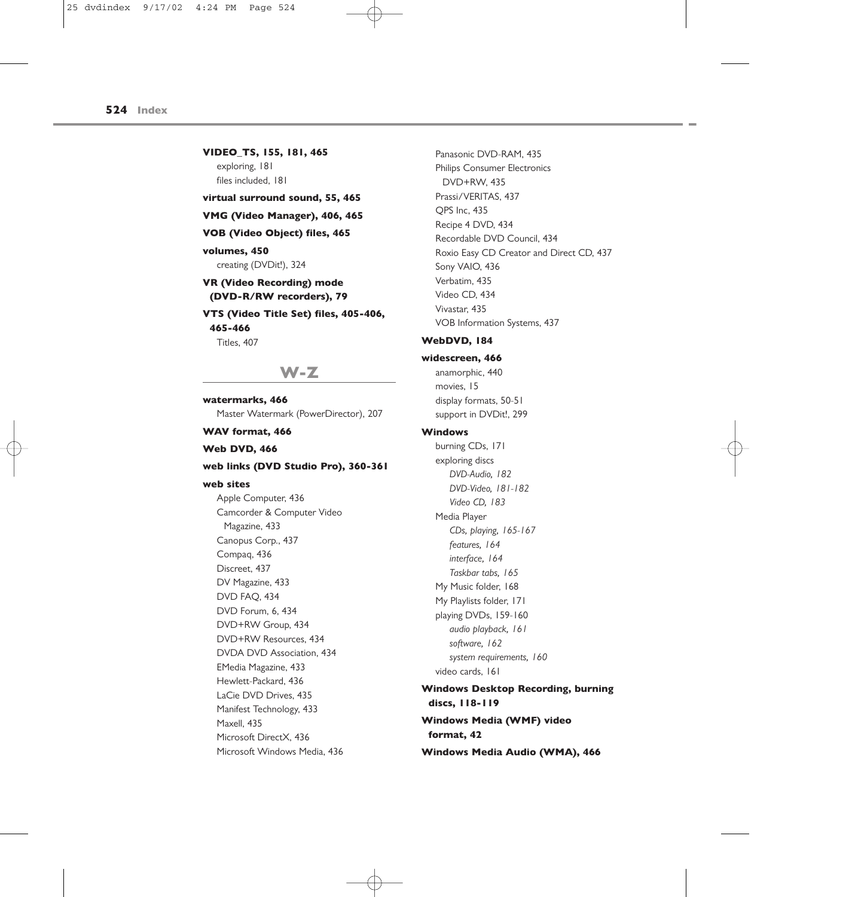**VIDEO_TS, 155, 181, 465**
exploring, 181
files included, 181

**virtual surround sound, 55, 465**

**VMG (Video Manager), 406, 465**

**VOB (Video Object) files, 465**

**volumes, 450**
creating (DVDit!), 324

**VR (Video Recording) mode (DVD-R/RW recorders), 79**

**VTS (Video Title Set) files, 405-406, 465-466**
Titles, 407

## W-Z

**watermarks, 466**
Master Watermark (PowerDirector), 207

**WAV format, 466**

**Web DVD, 466**

**web links (DVD Studio Pro), 360-361**

**web sites**
Apple Computer, 436
Camcorder & Computer Video Magazine, 433
Canopus Corp., 437
Compaq, 436
Discreet, 437
DV Magazine, 433
DVD FAQ, 434
DVD Forum, 6, 434
DVD+RW Group, 434
DVD+RW Resources, 434
DVDA DVD Association, 434
EMedia Magazine, 433
Hewlett-Packard, 436
LaCie DVD Drives, 435
Manifest Technology, 433
Maxell, 435
Microsoft DirectX, 436
Microsoft Windows Media, 436
Panasonic DVD-RAM, 435
Philips Consumer Electronics DVD+RW, 435
Prassi/VERITAS, 437
QPS Inc, 435
Recipe 4 DVD, 434
Recordable DVD Council, 434
Roxio Easy CD Creator and Direct CD, 437
Sony VAIO, 436
Verbatim, 435
Video CD, 434
Vivastar, 435
VOB Information Systems, 437

**WebDVD, 184**

**widescreen, 466**
anamorphic, 440
movies, 15
display formats, 50-51
support in DVDit!, 299

**Windows**
burning CDs, 171
exploring discs
*DVD-Audio, 182*
*DVD-Video, 181-182*
*Video CD, 183*
Media Player
*CDs, playing, 165-167*
*features, 164*
*interface, 164*
*Taskbar tabs, 165*
My Music folder, 168
My Playlists folder, 171
playing DVDs, 159-160
*audio playback, 161*
*software, 162*
*system requirements, 160*
video cards, 161

**Windows Desktop Recording, burning discs, 118-119**

**Windows Media (WMF) video format, 42**

**Windows Media Audio (WMA), 466**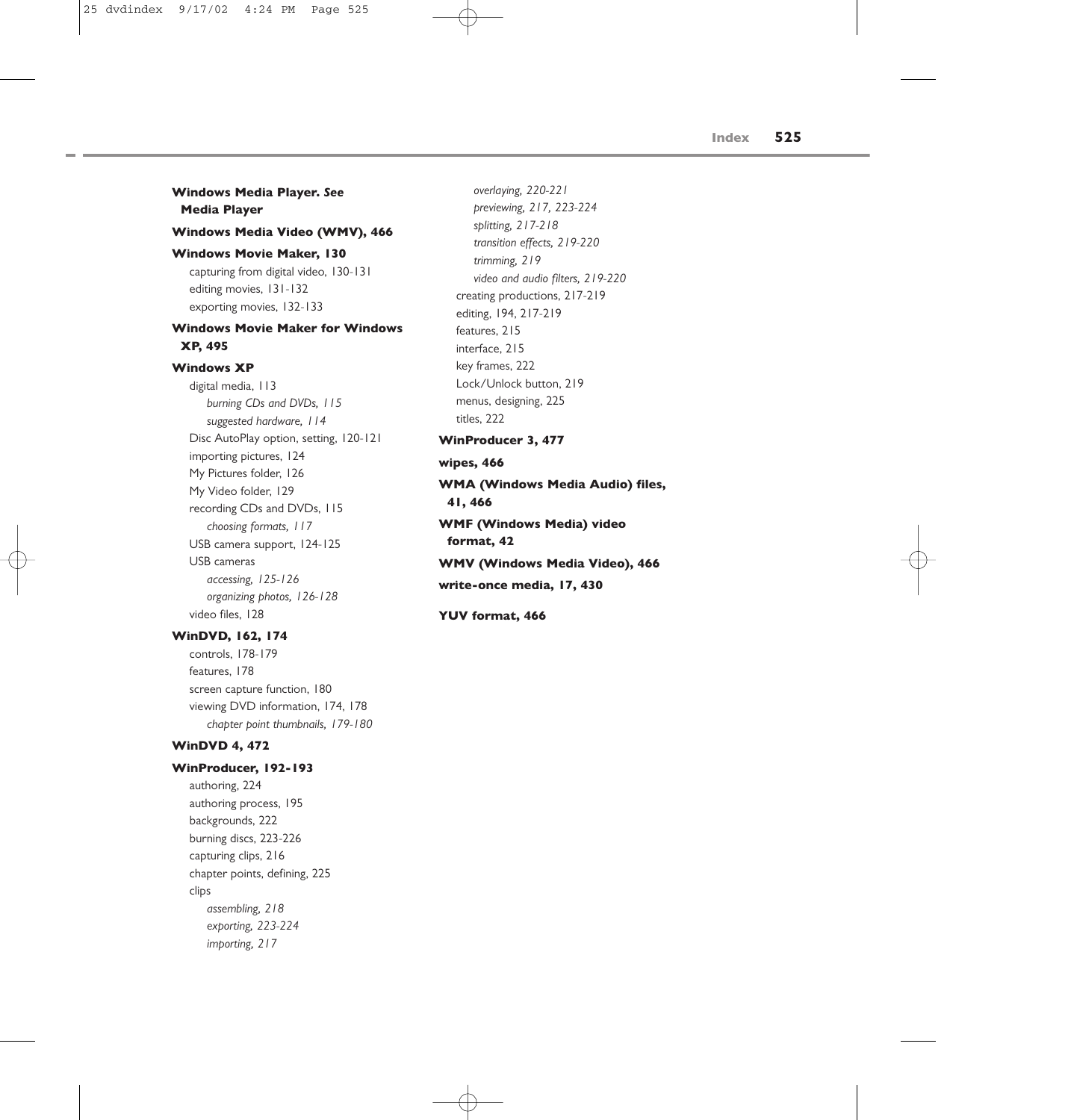**Windows Media Player. *See* Media Player**

**Windows Media Video (WMV), 466**

**Windows Movie Maker, 130**

- capturing from digital video, 130-131
- editing movies, 131-132
- exporting movies, 132-133

**Windows Movie Maker for Windows XP, 495**

**Windows XP**

- digital media, 113
  - *burning CDs and DVDs, 115*
  - *suggested hardware, 114*
- Disc AutoPlay option, setting, 120-121
- importing pictures, 124
- My Pictures folder, 126
- My Video folder, 129
- recording CDs and DVDs, 115
  - *choosing formats, 117*
- USB camera support, 124-125
- USB cameras
  - *accessing, 125-126*
  - *organizing photos, 126-128*
- video files, 128

**WinDVD, 162, 174**

- controls, 178-179
- features, 178
- screen capture function, 180
- viewing DVD information, 174, 178
  - *chapter point thumbnails, 179-180*

**WinDVD 4, 472**

**WinProducer, 192-193**

- authoring, 224
- authoring process, 195
- backgrounds, 222
- burning discs, 223-226
- capturing clips, 216
- chapter points, defining, 225
- clips
  - *assembling, 218*
  - *exporting, 223-224*
  - *importing, 217*
  - *overlaying, 220-221*
  - *previewing, 217, 223-224*
  - *splitting, 217-218*
  - *transition effects, 219-220*
  - *trimming, 219*
  - *video and audio filters, 219-220*
- creating productions, 217-219
- editing, 194, 217-219
- features, 215
- interface, 215
- key frames, 222
- Lock/Unlock button, 219
- menus, designing, 225
- titles, 222

**WinProducer 3, 477**

**wipes, 466**

**WMA (Windows Media Audio) files, 41, 466**

**WMF (Windows Media) video format, 42**

**WMV (Windows Media Video), 466**

**write-once media, 17, 430**

**YUV format, 466**